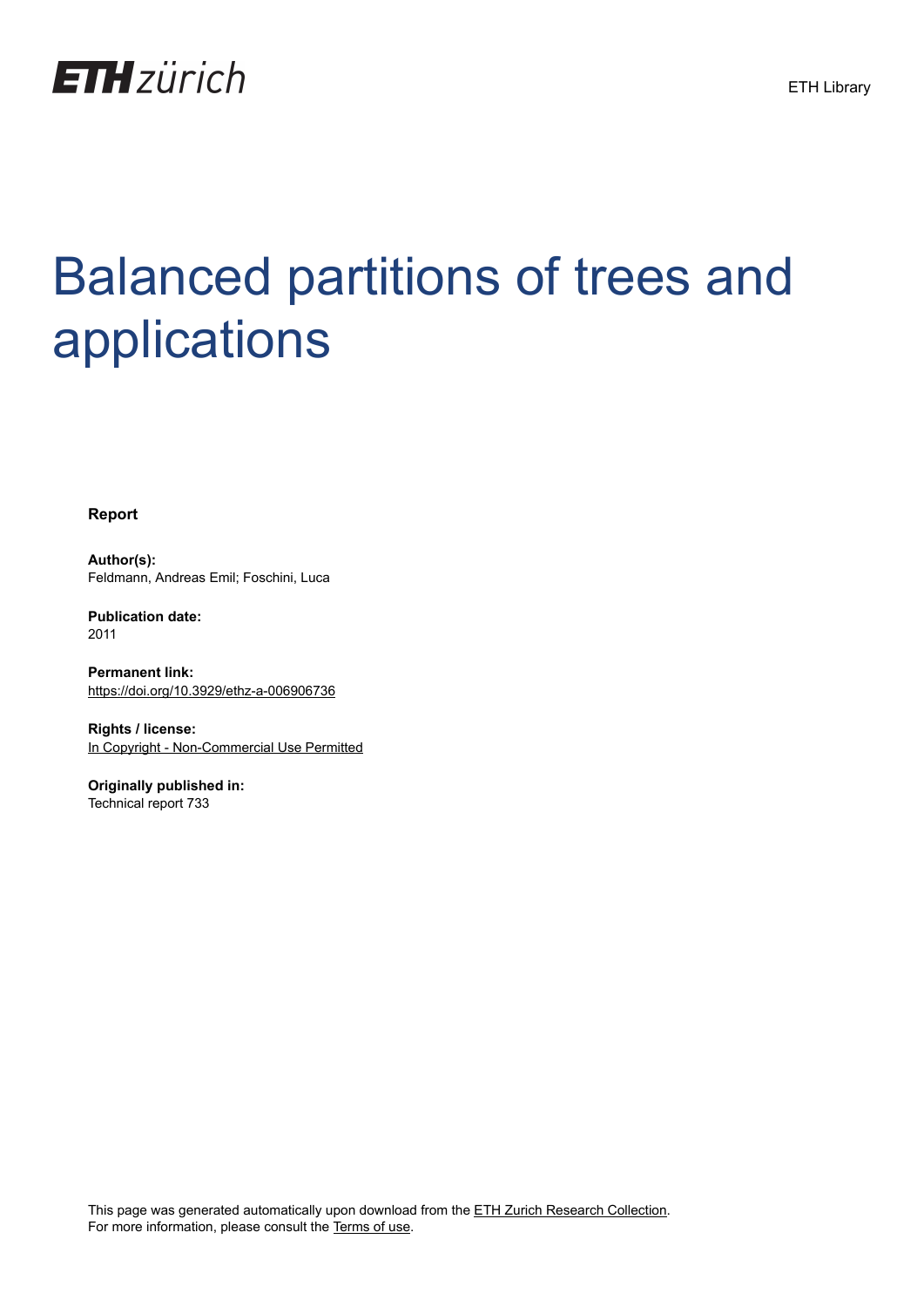ETH zürich

ETH Library

# Balanced partitions of trees and applications

**Report**

**Author(s):**
Feldmann, Andreas Emil; Foschini, Luca

**Publication date:**
2011

**Permanent link:**
https://doi.org/10.3929/ethz-a-006906736

**Rights / license:**
In Copyright - Non-Commercial Use Permitted

**Originally published in:**
Technical report 733

This page was generated automatically upon download from the ETH Zurich Research Collection.
For more information, please consult the Terms of use.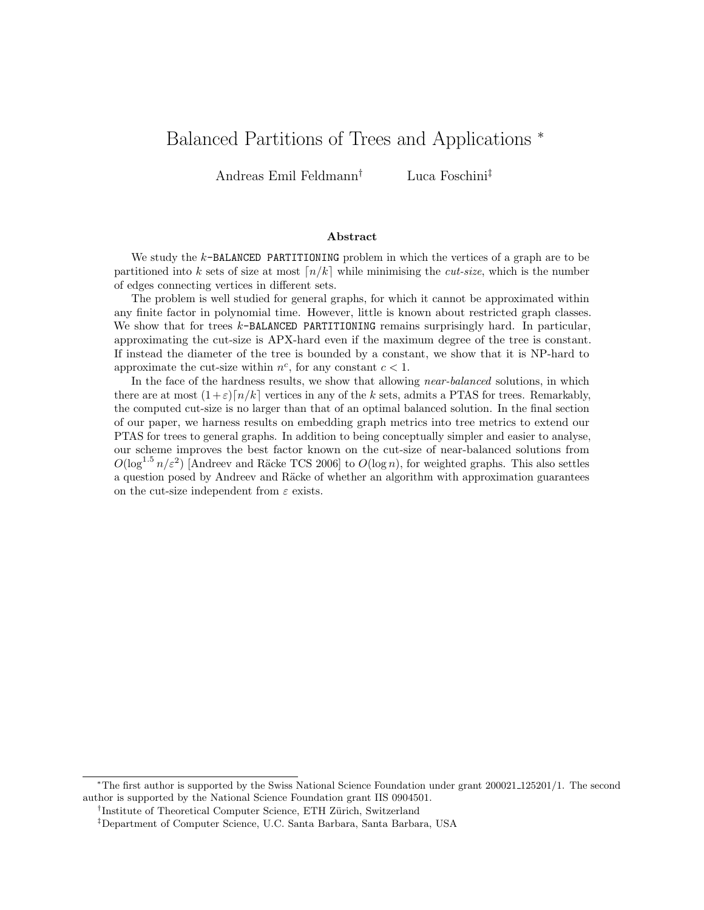# Balanced Partitions of Trees and Applications *

Andreas Emil Feldmann† Luca Foschini‡

### Abstract

We study the $k$-BALANCED PARTITIONING problem in which the vertices of a graph are to be partitioned into $k$ sets of size at most $\lceil n/k \rceil$ while minimising the *cut-size*, which is the number of edges connecting vertices in different sets.

The problem is well studied for general graphs, for which it cannot be approximated within any finite factor in polynomial time. However, little is known about restricted graph classes. We show that for trees $k$-BALANCED PARTITIONING remains surprisingly hard. In particular, approximating the cut-size is APX-hard even if the maximum degree of the tree is constant. If instead the diameter of the tree is bounded by a constant, we show that it is NP-hard to approximate the cut-size within $n^c$, for any constant $c < 1$.

In the face of the hardness results, we show that allowing *near-balanced* solutions, in which there are at most $(1+\varepsilon)\lceil n/k \rceil$ vertices in any of the $k$ sets, admits a PTAS for trees. Remarkably, the computed cut-size is no larger than that of an optimal balanced solution. In the final section of our paper, we harness results on embedding graph metrics into tree metrics to extend our PTAS for trees to general graphs. In addition to being conceptually simpler and easier to analyse, our scheme improves the best factor known on the cut-size of near-balanced solutions from $O(\log^{1.5} n/\varepsilon^2)$ [Andreev and Räcke TCS 2006] to $O(\log n)$, for weighted graphs. This also settles a question posed by Andreev and Räcke of whether an algorithm with approximation guarantees on the cut-size independent from $\varepsilon$ exists.

---

*The first author is supported by the Swiss National Science Foundation under grant 200021_125201/1. The second author is supported by the National Science Foundation grant IIS 0904501.

†Institute of Theoretical Computer Science, ETH Zürich, Switzerland

‡Department of Computer Science, U.C. Santa Barbara, Santa Barbara, USA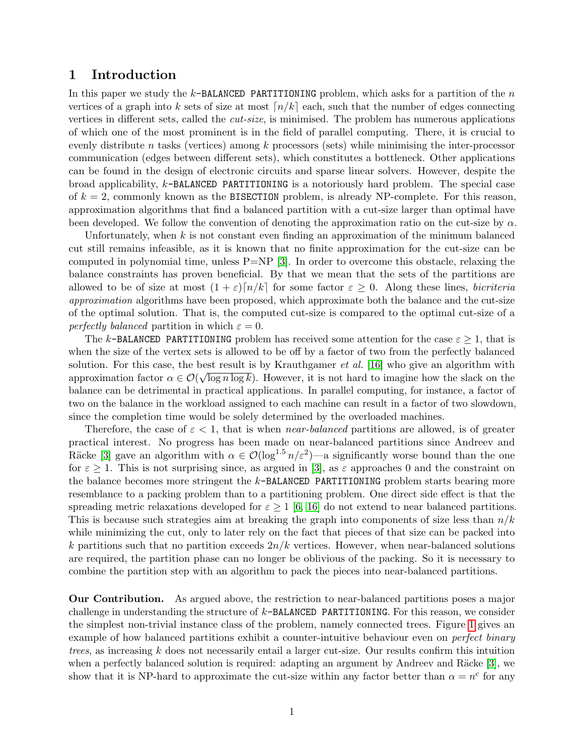## 1 Introduction

In this paper we study the $k$-BALANCED PARTITIONING problem, which asks for a partition of the $n$ vertices of a graph into $k$ sets of size at most $\lceil n/k \rceil$ each, such that the number of edges connecting vertices in different sets, called the *cut-size*, is minimised. The problem has numerous applications of which one of the most prominent is in the field of parallel computing. There, it is crucial to evenly distribute $n$ tasks (vertices) among $k$ processors (sets) while minimising the inter-processor communication (edges between different sets), which constitutes a bottleneck. Other applications can be found in the design of electronic circuits and sparse linear solvers. However, despite the broad applicability, $k$-BALANCED PARTITIONING is a notoriously hard problem. The special case of $k = 2$, commonly known as the BISECTION problem, is already NP-complete. For this reason, approximation algorithms that find a balanced partition with a cut-size larger than optimal have been developed. We follow the convention of denoting the approximation ratio on the cut-size by $\alpha$.

Unfortunately, when $k$ is not constant even finding an approximation of the minimum balanced cut still remains infeasible, as it is known that no finite approximation for the cut-size can be computed in polynomial time, unless P=NP [3]. In order to overcome this obstacle, relaxing the balance constraints has proven beneficial. By that we mean that the sets of the partitions are allowed to be of size at most $(1 + \varepsilon)\lceil n/k \rceil$ for some factor $\varepsilon \geq 0$. Along these lines, *bicriteria approximation* algorithms have been proposed, which approximate both the balance and the cut-size of the optimal solution. That is, the computed cut-size is compared to the optimal cut-size of a *perfectly balanced* partition in which $\varepsilon = 0$.

The $k$-BALANCED PARTITIONING problem has received some attention for the case $\varepsilon \geq 1$, that is when the size of the vertex sets is allowed to be off by a factor of two from the perfectly balanced solution. For this case, the best result is by Krauthgamer *et al.* [16] who give an algorithm with approximation factor $\alpha \in \mathcal{O}(\sqrt{\log n \log k})$. However, it is not hard to imagine how the slack on the balance can be detrimental in practical applications. In parallel computing, for instance, a factor of two on the balance in the workload assigned to each machine can result in a factor of two slowdown, since the completion time would be solely determined by the overloaded machines.

Therefore, the case of $\varepsilon < 1$, that is when *near-balanced* partitions are allowed, is of greater practical interest. No progress has been made on near-balanced partitions since Andreev and Räcke [3] gave an algorithm with $\alpha \in \mathcal{O}(\log^{1.5} n/\varepsilon^2)$—a significantly worse bound than the one for $\varepsilon \geq 1$. This is not surprising since, as argued in [3], as $\varepsilon$ approaches 0 and the constraint on the balance becomes more stringent the $k$-BALANCED PARTITIONING problem starts bearing more resemblance to a packing problem than to a partitioning problem. One direct side effect is that the spreading metric relaxations developed for $\varepsilon \geq 1$ [6, 16] do not extend to near balanced partitions. This is because such strategies aim at breaking the graph into components of size less than $n/k$ while minimizing the cut, only to later rely on the fact that pieces of that size can be packed into $k$ partitions such that no partition exceeds $2n/k$ vertices. However, when near-balanced solutions are required, the partition phase can no longer be oblivious of the packing. So it is necessary to combine the partition step with an algorithm to pack the pieces into near-balanced partitions.

**Our Contribution.** As argued above, the restriction to near-balanced partitions poses a major challenge in understanding the structure of $k$-BALANCED PARTITIONING. For this reason, we consider the simplest non-trivial instance class of the problem, namely connected trees. Figure 1 gives an example of how balanced partitions exhibit a counter-intuitive behaviour even on *perfect binary trees*, as increasing $k$ does not necessarily entail a larger cut-size. Our results confirm this intuition when a perfectly balanced solution is required: adapting an argument by Andreev and Räcke [3], we show that it is NP-hard to approximate the cut-size within any factor better than $\alpha = n^c$ for any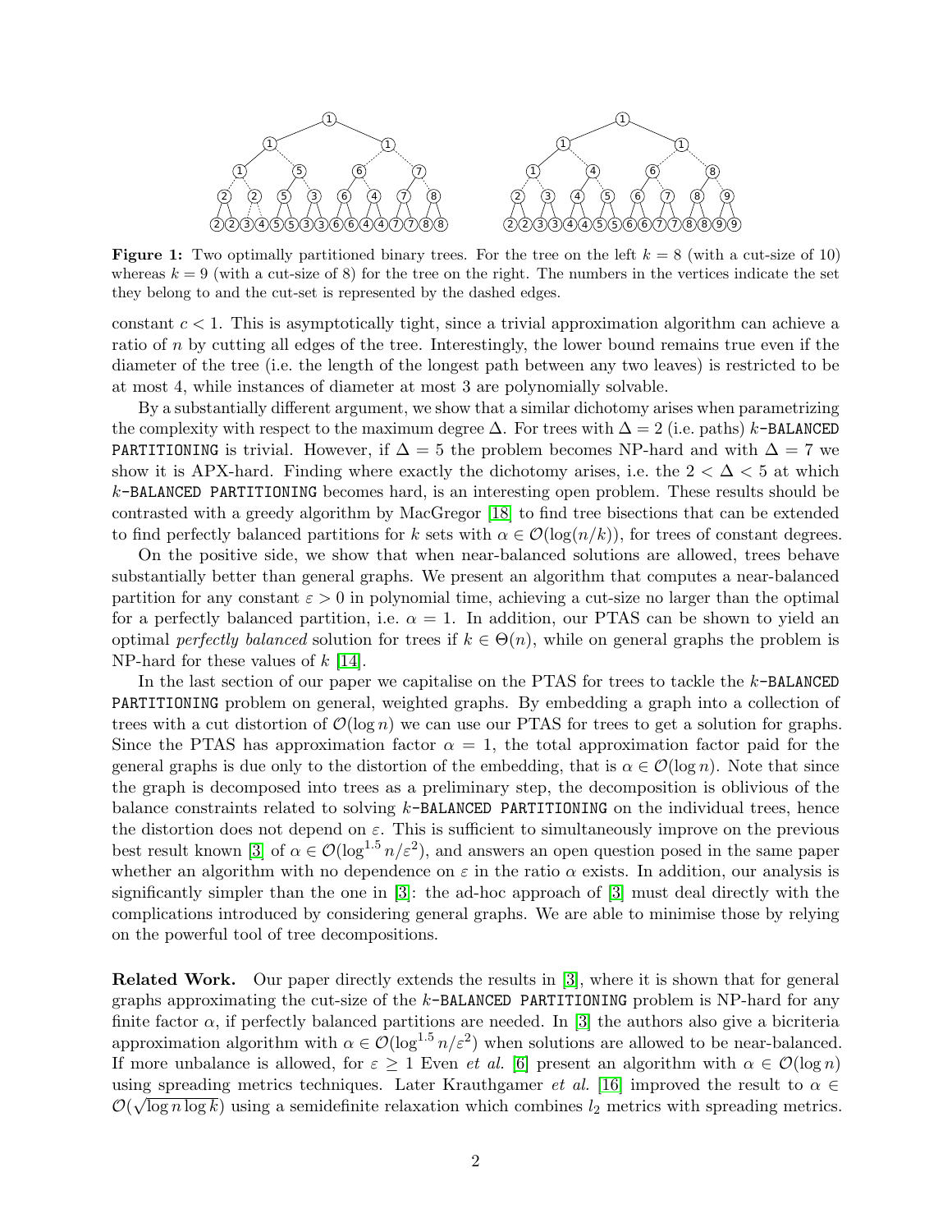**Figure 1:** Two optimally partitioned binary trees. For the tree on the left $k = 8$ (with a cut-size of 10) whereas $k = 9$ (with a cut-size of 8) for the tree on the right. The numbers in the vertices indicate the set they belong to and the cut-set is represented by the dashed edges.

constant $c < 1$. This is asymptotically tight, since a trivial approximation algorithm can achieve a ratio of $n$ by cutting all edges of the tree. Interestingly, the lower bound remains true even if the diameter of the tree (i.e. the length of the longest path between any two leaves) is restricted to be at most 4, while instances of diameter at most 3 are polynomially solvable.

By a substantially different argument, we show that a similar dichotomy arises when parametrizing the complexity with respect to the maximum degree $\Delta$. For trees with $\Delta = 2$ (i.e. paths) $k$-BALANCED PARTITIONING is trivial. However, if $\Delta = 5$ the problem becomes NP-hard and with $\Delta = 7$ we show it is APX-hard. Finding where exactly the dichotomy arises, i.e. the $2 < \Delta < 5$ at which $k$-BALANCED PARTITIONING becomes hard, is an interesting open problem. These results should be contrasted with a greedy algorithm by MacGregor [18] to find tree bisections that can be extended to find perfectly balanced partitions for $k$ sets with $\alpha \in \mathcal{O}(\log(n/k))$, for trees of constant degrees.

On the positive side, we show that when near-balanced solutions are allowed, trees behave substantially better than general graphs. We present an algorithm that computes a near-balanced partition for any constant $\varepsilon > 0$ in polynomial time, achieving a cut-size no larger than the optimal for a perfectly balanced partition, i.e. $\alpha = 1$. In addition, our PTAS can be shown to yield an optimal *perfectly balanced* solution for trees if $k \in \Theta(n)$, while on general graphs the problem is NP-hard for these values of $k$ [14].

In the last section of our paper we capitalise on the PTAS for trees to tackle the $k$-BALANCED PARTITIONING problem on general, weighted graphs. By embedding a graph into a collection of trees with a cut distortion of $\mathcal{O}(\log n)$ we can use our PTAS for trees to get a solution for graphs. Since the PTAS has approximation factor $\alpha = 1$, the total approximation factor paid for the general graphs is due only to the distortion of the embedding, that is $\alpha \in \mathcal{O}(\log n)$. Note that since the graph is decomposed into trees as a preliminary step, the decomposition is oblivious of the balance constraints related to solving $k$-BALANCED PARTITIONING on the individual trees, hence the distortion does not depend on $\varepsilon$. This is sufficient to simultaneously improve on the previous best result known [3] of $\alpha \in \mathcal{O}(\log^{1.5} n/\varepsilon^2)$, and answers an open question posed in the same paper whether an algorithm with no dependence on $\varepsilon$ in the ratio $\alpha$ exists. In addition, our analysis is significantly simpler than the one in [3]: the ad-hoc approach of [3] must deal directly with the complications introduced by considering general graphs. We are able to minimise those by relying on the powerful tool of tree decompositions.

**Related Work.** Our paper directly extends the results in [3], where it is shown that for general graphs approximating the cut-size of the $k$-BALANCED PARTITIONING problem is NP-hard for any finite factor $\alpha$, if perfectly balanced partitions are needed. In [3] the authors also give a bicriteria approximation algorithm with $\alpha \in \mathcal{O}(\log^{1.5} n/\varepsilon^2)$ when solutions are allowed to be near-balanced. If more unbalance is allowed, for $\varepsilon \geq 1$ Even *et al.* [6] present an algorithm with $\alpha \in \mathcal{O}(\log n)$ using spreading metrics techniques. Later Krauthgamer *et al.* [16] improved the result to $\alpha \in \mathcal{O}(\sqrt{\log n \log k})$ using a semidefinite relaxation which combines $l_2$ metrics with spreading metrics.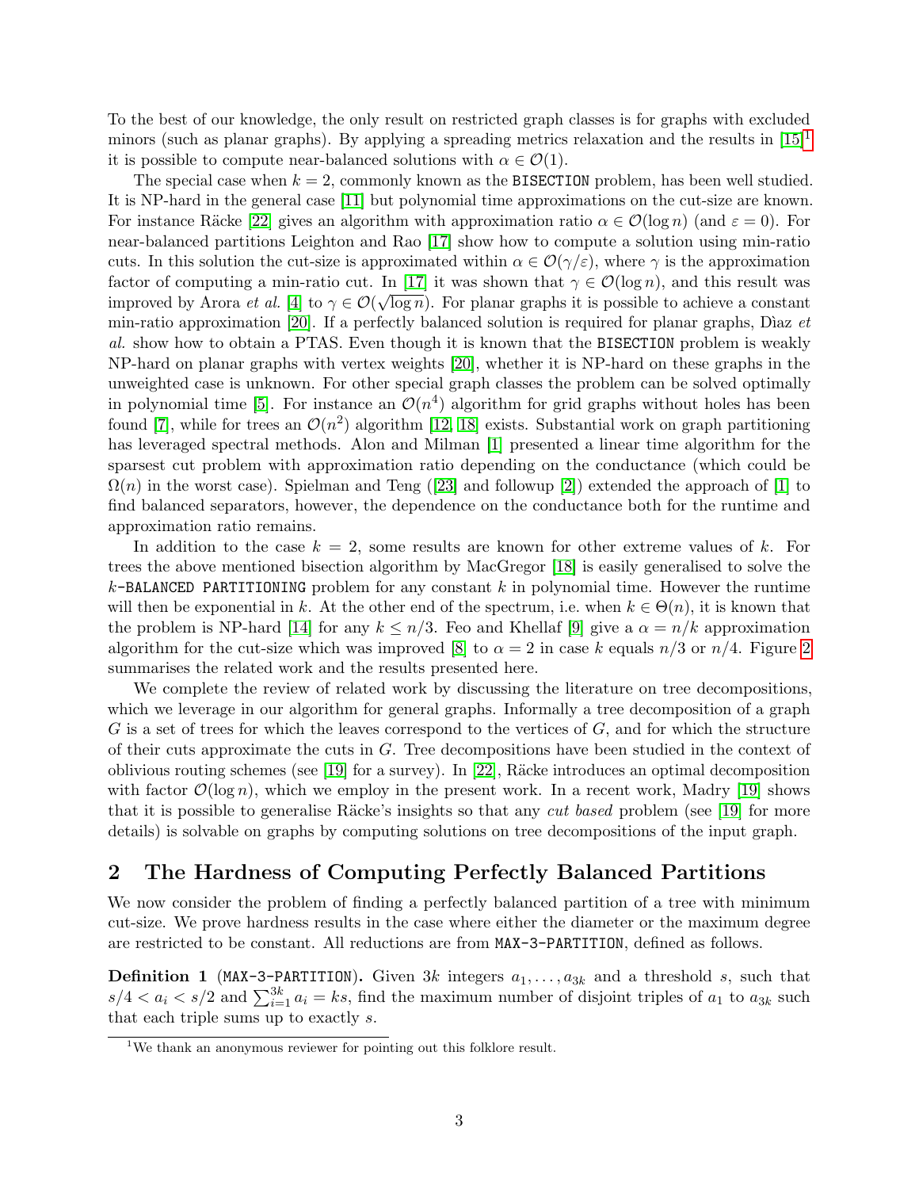To the best of our knowledge, the only result on restricted graph classes is for graphs with excluded minors (such as planar graphs). By applying a spreading metrics relaxation and the results in [15][1] it is possible to compute near-balanced solutions with $\alpha \in \mathcal{O}(1)$.

The special case when $k = 2$, commonly known as the BISECTION problem, has been well studied. It is NP-hard in the general case [11] but polynomial time approximations on the cut-size are known. For instance Räcke [22] gives an algorithm with approximation ratio $\alpha \in \mathcal{O}(\log n)$ (and $\varepsilon = 0$). For near-balanced partitions Leighton and Rao [17] show how to compute a solution using min-ratio cuts. In this solution the cut-size is approximated within $\alpha \in \mathcal{O}(\gamma/\varepsilon)$, where $\gamma$ is the approximation factor of computing a min-ratio cut. In [17] it was shown that $\gamma \in \mathcal{O}(\log n)$, and this result was improved by Arora *et al.* [4] to $\gamma \in \mathcal{O}(\sqrt{\log n})$. For planar graphs it is possible to achieve a constant min-ratio approximation [20]. If a perfectly balanced solution is required for planar graphs, Dìaz *et al.* show how to obtain a PTAS. Even though it is known that the BISECTION problem is weakly NP-hard on planar graphs with vertex weights [20], whether it is NP-hard on these graphs in the unweighted case is unknown. For other special graph classes the problem can be solved optimally in polynomial time [5]. For instance an $\mathcal{O}(n^4)$ algorithm for grid graphs without holes has been found [7], while for trees an $\mathcal{O}(n^2)$ algorithm [12, 18] exists. Substantial work on graph partitioning has leveraged spectral methods. Alon and Milman [1] presented a linear time algorithm for the sparsest cut problem with approximation ratio depending on the conductance (which could be $\Omega(n)$ in the worst case). Spielman and Teng ([23] and followup [2]) extended the approach of [1] to find balanced separators, however, the dependence on the conductance both for the runtime and approximation ratio remains.

In addition to the case $k = 2$, some results are known for other extreme values of $k$. For trees the above mentioned bisection algorithm by MacGregor [18] is easily generalised to solve the $k$-BALANCED PARTITIONING problem for any constant $k$ in polynomial time. However the runtime will then be exponential in $k$. At the other end of the spectrum, i.e. when $k \in \Theta(n)$, it is known that the problem is NP-hard [14] for any $k \leq n/3$. Feo and Khellaf [9] give a $\alpha = n/k$ approximation algorithm for the cut-size which was improved [8] to $\alpha = 2$ in case $k$ equals $n/3$ or $n/4$. Figure 2 summarises the related work and the results presented here.

We complete the review of related work by discussing the literature on tree decompositions, which we leverage in our algorithm for general graphs. Informally a tree decomposition of a graph $G$ is a set of trees for which the leaves correspond to the vertices of $G$, and for which the structure of their cuts approximate the cuts in $G$. Tree decompositions have been studied in the context of oblivious routing schemes (see [19] for a survey). In [22], Räcke introduces an optimal decomposition with factor $\mathcal{O}(\log n)$, which we employ in the present work. In a recent work, Madry [19] shows that it is possible to generalise Räcke's insights so that any *cut based* problem (see [19] for more details) is solvable on graphs by computing solutions on tree decompositions of the input graph.

## 2 The Hardness of Computing Perfectly Balanced Partitions

We now consider the problem of finding a perfectly balanced partition of a tree with minimum cut-size. We prove hardness results in the case where either the diameter or the maximum degree are restricted to be constant. All reductions are from MAX-3-PARTITION, defined as follows.

**Definition 1** (MAX-3-PARTITION)**.** Given $3k$ integers $a_1, \ldots, a_{3k}$ and a threshold $s$, such that $s/4 < a_i < s/2$ and $\sum_{i=1}^{3k} a_i = ks$, find the maximum number of disjoint triples of $a_1$ to $a_{3k}$ such that each triple sums up to exactly $s$.

[1] We thank an anonymous reviewer for pointing out this folklore result.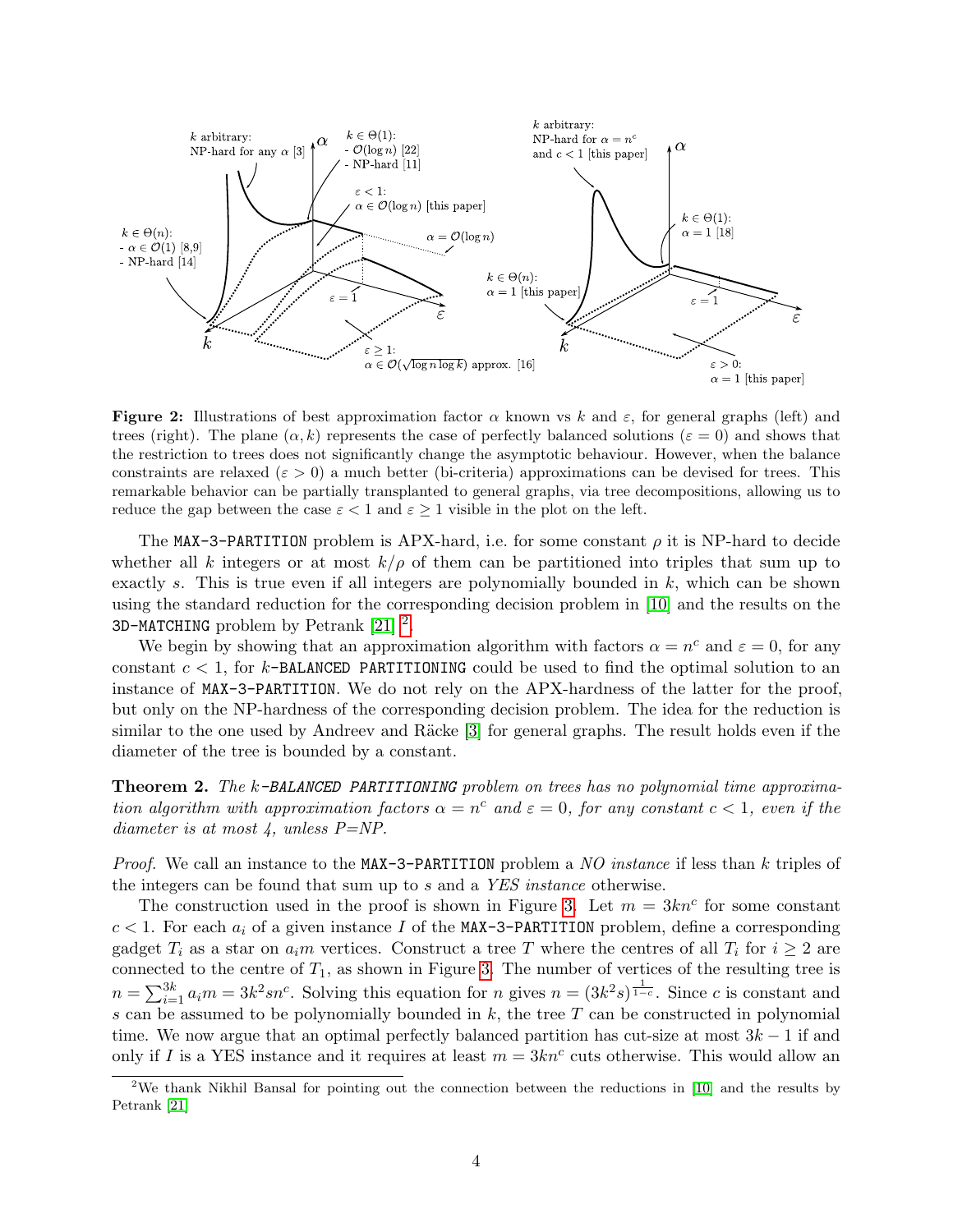**Figure 2:** Illustrations of best approximation factor $\alpha$ known vs $k$ and $\varepsilon$, for general graphs (left) and trees (right). The plane $(\alpha, k)$ represents the case of perfectly balanced solutions ($\varepsilon = 0$) and shows that the restriction to trees does not significantly change the asymptotic behaviour. However, when the balance constraints are relaxed ($\varepsilon > 0$) a much better (bi-criteria) approximations can be devised for trees. This remarkable behavior can be partially transplanted to general graphs, via tree decompositions, allowing us to reduce the gap between the case $\varepsilon < 1$ and $\varepsilon \geq 1$ visible in the plot on the left.

The MAX-3-PARTITION problem is APX-hard, i.e. for some constant $\rho$ it is NP-hard to decide whether all $k$ integers or at most $k/\rho$ of them can be partitioned into triples that sum up to exactly $s$. This is true even if all integers are polynomially bounded in $k$, which can be shown using the standard reduction for the corresponding decision problem in [10] and the results on the 3D-MATCHING problem by Petrank [21] [2].

We begin by showing that an approximation algorithm with factors $\alpha = n^c$ and $\varepsilon = 0$, for any constant $c < 1$, for $k$-BALANCED PARTITIONING could be used to find the optimal solution to an instance of MAX-3-PARTITION. We do not rely on the APX-hardness of the latter for the proof, but only on the NP-hardness of the corresponding decision problem. The idea for the reduction is similar to the one used by Andreev and Räcke [3] for general graphs. The result holds even if the diameter of the tree is bounded by a constant.

**Theorem 2.** *The $k$-BALANCED PARTITIONING problem on trees has no polynomial time approximation algorithm with approximation factors $\alpha = n^c$ and $\varepsilon = 0$, for any constant $c < 1$, even if the diameter is at most 4, unless P=NP.*

*Proof.* We call an instance to the MAX-3-PARTITION problem a *NO instance* if less than $k$ triples of the integers can be found that sum up to $s$ and a *YES instance* otherwise.

The construction used in the proof is shown in Figure 3. Let $m = 3kn^c$ for some constant $c < 1$. For each $a_i$ of a given instance $I$ of the MAX-3-PARTITION problem, define a corresponding gadget $T_i$ as a star on $a_i m$ vertices. Construct a tree $T$ where the centres of all $T_i$ for $i \geq 2$ are connected to the centre of $T_1$, as shown in Figure 3. The number of vertices of the resulting tree is $n = \sum_{i=1}^{3k} a_i m = 3k^2 s n^c$. Solving this equation for $n$ gives $n = (3k^2 s)^{\frac{1}{1-c}}$. Since $c$ is constant and $s$ can be assumed to be polynomially bounded in $k$, the tree $T$ can be constructed in polynomial time. We now argue that an optimal perfectly balanced partition has cut-size at most $3k - 1$ if and only if $I$ is a YES instance and it requires at least $m = 3kn^c$ cuts otherwise. This would allow an

[2] We thank Nikhil Bansal for pointing out the connection between the reductions in [10] and the results by Petrank [21]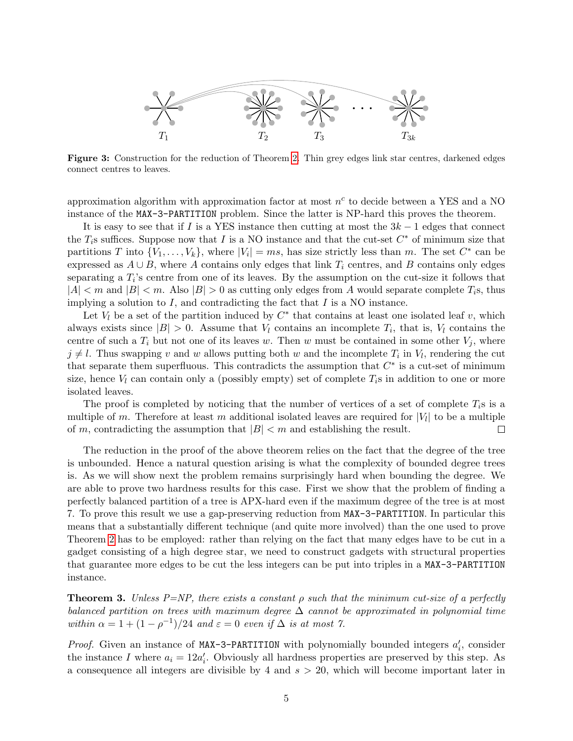**Figure 3:** Construction for the reduction of Theorem 2. Thin grey edges link star centres, darkened edges connect centres to leaves.

approximation algorithm with approximation factor at most $n^c$ to decide between a YES and a NO instance of the MAX-3-PARTITION problem. Since the latter is NP-hard this proves the theorem.

It is easy to see that if $I$ is a YES instance then cutting at most the $3k-1$ edges that connect the $T_i$s suffices. Suppose now that $I$ is a NO instance and that the cut-set $C^*$ of minimum size that partitions $T$ into $\{V_1, \ldots, V_k\}$, where $|V_i| = ms$, has size strictly less than $m$. The set $C^*$ can be expressed as $A \cup B$, where $A$ contains only edges that link $T_i$ centres, and $B$ contains only edges separating a $T_i$'s centre from one of its leaves. By the assumption on the cut-size it follows that $|A| < m$ and $|B| < m$. Also $|B| > 0$ as cutting only edges from $A$ would separate complete $T_i$s, thus implying a solution to $I$, and contradicting the fact that $I$ is a NO instance.

Let $V_l$ be a set of the partition induced by $C^*$ that contains at least one isolated leaf $v$, which always exists since $|B| > 0$. Assume that $V_l$ contains an incomplete $T_i$, that is, $V_l$ contains the centre of such a $T_i$ but not one of its leaves $w$. Then $w$ must be contained in some other $V_j$, where $j \neq l$. Thus swapping $v$ and $w$ allows putting both $w$ and the incomplete $T_i$ in $V_l$, rendering the cut that separate them superfluous. This contradicts the assumption that $C^*$ is a cut-set of minimum size, hence $V_l$ can contain only a (possibly empty) set of complete $T_i$s in addition to one or more isolated leaves.

The proof is completed by noticing that the number of vertices of a set of complete $T_i$s is a multiple of $m$. Therefore at least $m$ additional isolated leaves are required for $|V_l|$ to be a multiple of $m$, contradicting the assumption that $|B| < m$ and establishing the result. □

The reduction in the proof of the above theorem relies on the fact that the degree of the tree is unbounded. Hence a natural question arising is what the complexity of bounded degree trees is. As we will show next the problem remains surprisingly hard when bounding the degree. We are able to prove two hardness results for this case. First we show that the problem of finding a perfectly balanced partition of a tree is APX-hard even if the maximum degree of the tree is at most 7. To prove this result we use a gap-preserving reduction from MAX-3-PARTITION. In particular this means that a substantially different technique (and quite more involved) than the one used to prove Theorem 2 has to be employed: rather than relying on the fact that many edges have to be cut in a gadget consisting of a high degree star, we need to construct gadgets with structural properties that guarantee more edges to be cut the less integers can be put into triples in a MAX-3-PARTITION instance.

**Theorem 3.** *Unless P=NP, there exists a constant $\rho$ such that the minimum cut-size of a perfectly balanced partition on trees with maximum degree $\Delta$ cannot be approximated in polynomial time within $\alpha = 1 + (1 - \rho^{-1})/24$ and $\varepsilon = 0$ even if $\Delta$ is at most 7.*

*Proof.* Given an instance of MAX-3-PARTITION with polynomially bounded integers $a'_i$, consider the instance $I$ where $a_i = 12a'_i$. Obviously all hardness properties are preserved by this step. As a consequence all integers are divisible by 4 and $s > 20$, which will become important later in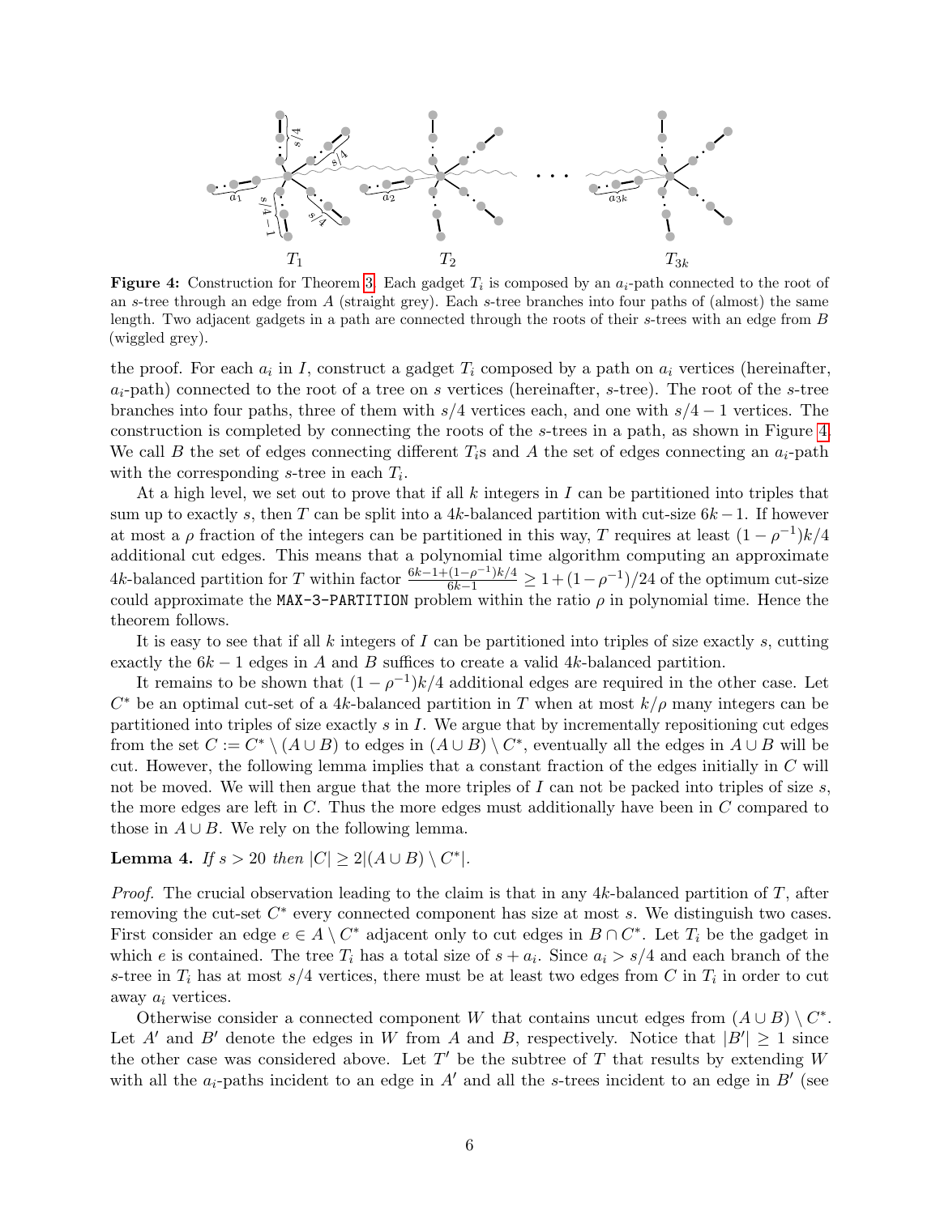**Figure 4:** Construction for Theorem 3. Each gadget $T_i$ is composed by an $a_i$-path connected to the root of an $s$-tree through an edge from $A$ (straight grey). Each $s$-tree branches into four paths of (almost) the same length. Two adjacent gadgets in a path are connected through the roots of their $s$-trees with an edge from $B$ (wiggled grey).

the proof. For each $a_i$ in $I$, construct a gadget $T_i$ composed by a path on $a_i$ vertices (hereinafter, $a_i$-path) connected to the root of a tree on $s$ vertices (hereinafter, $s$-tree). The root of the $s$-tree branches into four paths, three of them with $s/4$ vertices each, and one with $s/4-1$ vertices. The construction is completed by connecting the roots of the $s$-trees in a path, as shown in Figure 4. We call $B$ the set of edges connecting different $T_i$s and $A$ the set of edges connecting an $a_i$-path with the corresponding $s$-tree in each $T_i$.

At a high level, we set out to prove that if all $k$ integers in $I$ can be partitioned into triples that sum up to exactly $s$, then $T$ can be split into a $4k$-balanced partition with cut-size $6k-1$. If however at most a $\rho$ fraction of the integers can be partitioned in this way, $T$ requires at least $(1-\rho^{-1})k/4$ additional cut edges. This means that a polynomial time algorithm computing an approximate $4k$-balanced partition for $T$ within factor $\frac{6k-1+(1-\rho^{-1})k/4}{6k-1} \geq 1+(1-\rho^{-1})/24$ of the optimum cut-size could approximate the MAX-3-PARTITION problem within the ratio $\rho$ in polynomial time. Hence the theorem follows.

It is easy to see that if all $k$ integers of $I$ can be partitioned into triples of size exactly $s$, cutting exactly the $6k-1$ edges in $A$ and $B$ suffices to create a valid $4k$-balanced partition.

It remains to be shown that $(1-\rho^{-1})k/4$ additional edges are required in the other case. Let $C^*$ be an optimal cut-set of a $4k$-balanced partition in $T$ when at most $k/\rho$ many integers can be partitioned into triples of size exactly $s$ in $I$. We argue that by incrementally repositioning cut edges from the set $C := C^* \setminus (A \cup B)$ to edges in $(A \cup B) \setminus C^*$, eventually all the edges in $A \cup B$ will be cut. However, the following lemma implies that a constant fraction of the edges initially in $C$ will not be moved. We will then argue that the more triples of $I$ can not be packed into triples of size $s$, the more edges are left in $C$. Thus the more edges must additionally have been in $C$ compared to those in $A \cup B$. We rely on the following lemma.

**Lemma 4.** *If $s > 20$ then $|C| \geq 2|(A \cup B) \setminus C^*|$.*

*Proof.* The crucial observation leading to the claim is that in any $4k$-balanced partition of $T$, after removing the cut-set $C^*$ every connected component has size at most $s$. We distinguish two cases. First consider an edge $e \in A \setminus C^*$ adjacent only to cut edges in $B \cap C^*$. Let $T_i$ be the gadget in which $e$ is contained. The tree $T_i$ has a total size of $s + a_i$. Since $a_i > s/4$ and each branch of the $s$-tree in $T_i$ has at most $s/4$ vertices, there must be at least two edges from $C$ in $T_i$ in order to cut away $a_i$ vertices.

Otherwise consider a connected component $W$ that contains uncut edges from $(A \cup B) \setminus C^*$. Let $A'$ and $B'$ denote the edges in $W$ from $A$ and $B$, respectively. Notice that $|B'| \geq 1$ since the other case was considered above. Let $T'$ be the subtree of $T$ that results by extending $W$ with all the $a_i$-paths incident to an edge in $A'$ and all the $s$-trees incident to an edge in $B'$ (see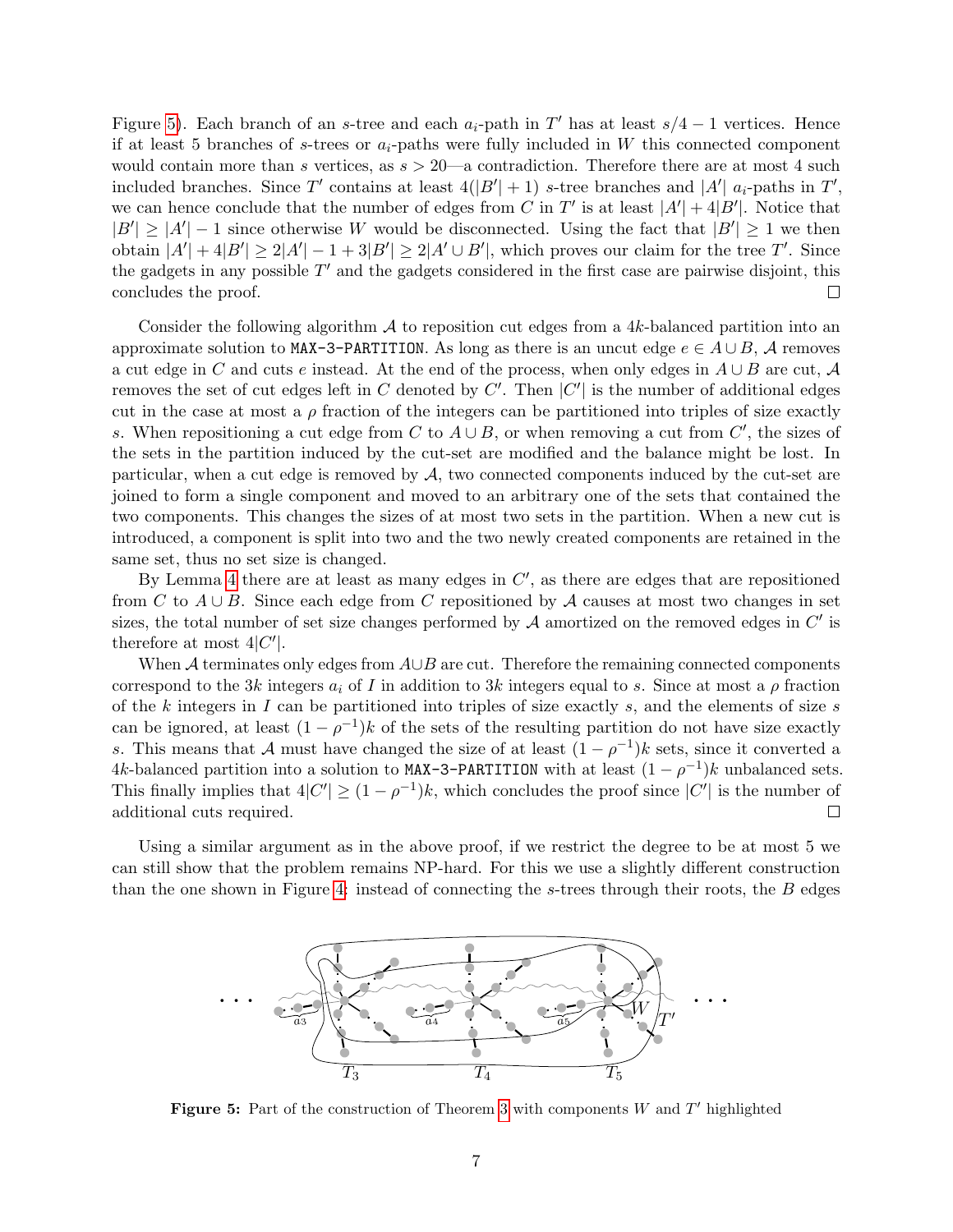Figure 5). Each branch of an $s$-tree and each $a_i$-path in $T'$ has at least $s/4-1$ vertices. Hence if at least 5 branches of $s$-trees or $a_i$-paths were fully included in $W$ this connected component would contain more than $s$ vertices, as $s>20$—a contradiction. Therefore there are at most 4 such included branches. Since $T'$ contains at least $4(|B'|+1)$ $s$-tree branches and $|A'|$ $a_i$-paths in $T'$, we can hence conclude that the number of edges from $C$ in $T'$ is at least $|A'|+4|B'|$. Notice that $|B'|\geq|A'|-1$ since otherwise $W$ would be disconnected. Using the fact that $|B'|\geq 1$ we then obtain $|A'|+4|B'|\geq 2|A'|-1+3|B'|\geq 2|A'\cup B'|$, which proves our claim for the tree $T'$. Since the gadgets in any possible $T'$ and the gadgets considered in the first case are pairwise disjoint, this concludes the proof. □

Consider the following algorithm $\mathcal{A}$ to reposition cut edges from a $4k$-balanced partition into an approximate solution to MAX-3-PARTITION. As long as there is an uncut edge $e\in A\cup B$, $\mathcal{A}$ removes a cut edge in $C$ and cuts $e$ instead. At the end of the process, when only edges in $A\cup B$ are cut, $\mathcal{A}$ removes the set of cut edges left in $C$ denoted by $C'$. Then $|C'|$ is the number of additional edges cut in the case at most a $\rho$ fraction of the integers can be partitioned into triples of size exactly $s$. When repositioning a cut edge from $C$ to $A\cup B$, or when removing a cut from $C'$, the sizes of the sets in the partition induced by the cut-set are modified and the balance might be lost. In particular, when a cut edge is removed by $\mathcal{A}$, two connected components induced by the cut-set are joined to form a single component and moved to an arbitrary one of the sets that contained the two components. This changes the sizes of at most two sets in the partition. When a new cut is introduced, a component is split into two and the two newly created components are retained in the same set, thus no set size is changed.

By Lemma 4 there are at least as many edges in $C'$, as there are edges that are repositioned from $C$ to $A\cup B$. Since each edge from $C$ repositioned by $\mathcal{A}$ causes at most two changes in set sizes, the total number of set size changes performed by $\mathcal{A}$ amortized on the removed edges in $C'$ is therefore at most $4|C'|$.

When $\mathcal{A}$ terminates only edges from $A\cup B$ are cut. Therefore the remaining connected components correspond to the $3k$ integers $a_i$ of $I$ in addition to $3k$ integers equal to $s$. Since at most a $\rho$ fraction of the $k$ integers in $I$ can be partitioned into triples of size exactly $s$, and the elements of size $s$ can be ignored, at least $(1-\rho^{-1})k$ of the sets of the resulting partition do not have size exactly $s$. This means that $\mathcal{A}$ must have changed the size of at least $(1-\rho^{-1})k$ sets, since it converted a $4k$-balanced partition into a solution to MAX-3-PARTITION with at least $(1-\rho^{-1})k$ unbalanced sets. This finally implies that $4|C'|\geq(1-\rho^{-1})k$, which concludes the proof since $|C'|$ is the number of additional cuts required. □

Using a similar argument as in the above proof, if we restrict the degree to be at most 5 we can still show that the problem remains NP-hard. For this we use a slightly different construction than the one shown in Figure 4: instead of connecting the $s$-trees through their roots, the $B$ edges

**Figure 5:** Part of the construction of Theorem 3 with components $W$ and $T'$ highlighted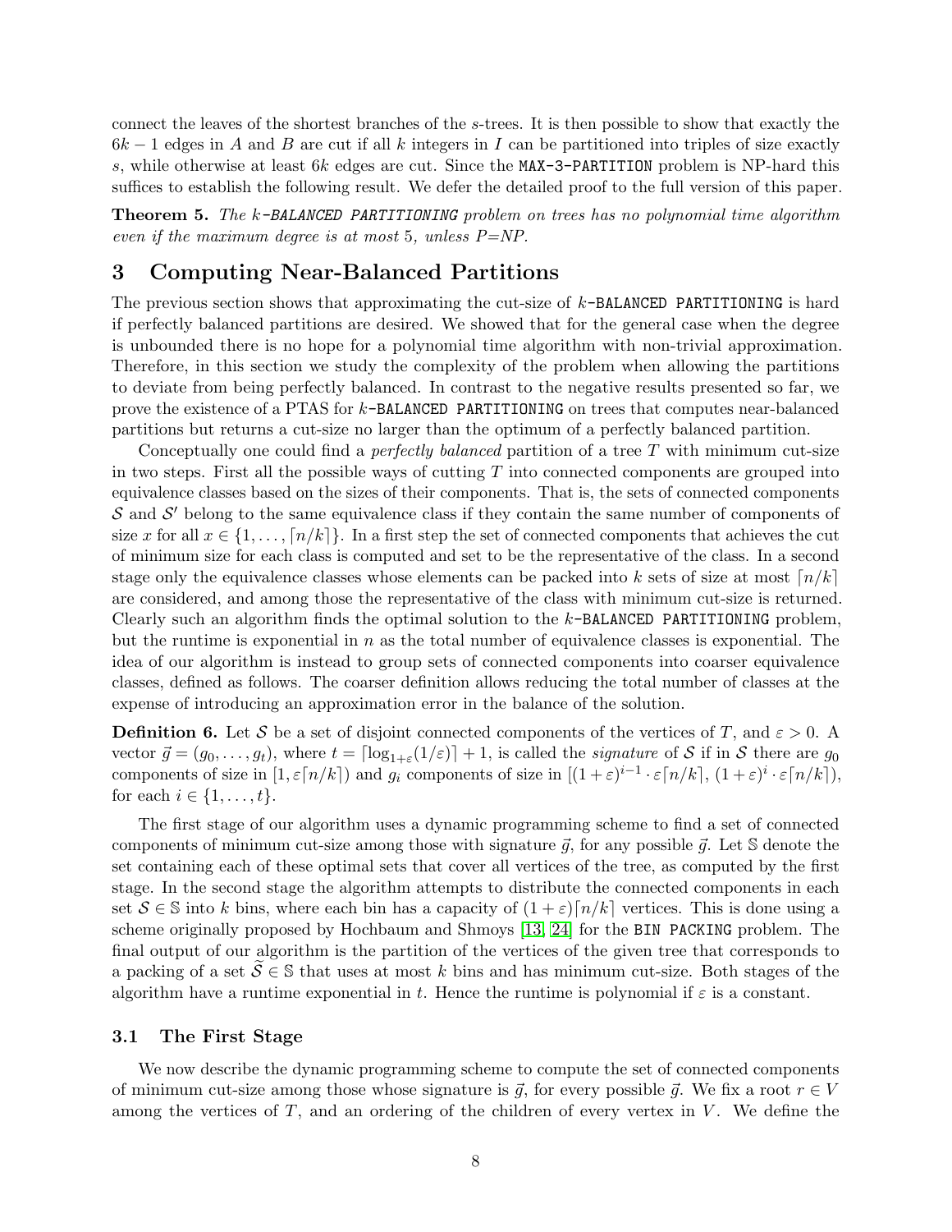connect the leaves of the shortest branches of the $s$-trees. It is then possible to show that exactly the $6k-1$ edges in $A$ and $B$ are cut if all $k$ integers in $I$ can be partitioned into triples of size exactly $s$, while otherwise at least $6k$ edges are cut. Since the MAX-3-PARTITION problem is NP-hard this suffices to establish the following result. We defer the detailed proof to the full version of this paper.

**Theorem 5.** *The $k$-BALANCED PARTITIONING problem on trees has no polynomial time algorithm even if the maximum degree is at most 5, unless P=NP.*

# 3 Computing Near-Balanced Partitions

The previous section shows that approximating the cut-size of $k$-BALANCED PARTITIONING is hard if perfectly balanced partitions are desired. We showed that for the general case when the degree is unbounded there is no hope for a polynomial time algorithm with non-trivial approximation. Therefore, in this section we study the complexity of the problem when allowing the partitions to deviate from being perfectly balanced. In contrast to the negative results presented so far, we prove the existence of a PTAS for $k$-BALANCED PARTITIONING on trees that computes near-balanced partitions but returns a cut-size no larger than the optimum of a perfectly balanced partition.

Conceptually one could find a *perfectly balanced* partition of a tree $T$ with minimum cut-size in two steps. First all the possible ways of cutting $T$ into connected components are grouped into equivalence classes based on the sizes of their components. That is, the sets of connected components $\mathcal{S}$ and $\mathcal{S}'$ belong to the same equivalence class if they contain the same number of components of size $x$ for all $x \in \{1, \ldots, \lceil n/k \rceil\}$. In a first step the set of connected components that achieves the cut of minimum size for each class is computed and set to be the representative of the class. In a second stage only the equivalence classes whose elements can be packed into $k$ sets of size at most $\lceil n/k \rceil$ are considered, and among those the representative of the class with minimum cut-size is returned. Clearly such an algorithm finds the optimal solution to the $k$-BALANCED PARTITIONING problem, but the runtime is exponential in $n$ as the total number of equivalence classes is exponential. The idea of our algorithm is instead to group sets of connected components into coarser equivalence classes, defined as follows. The coarser definition allows reducing the total number of classes at the expense of introducing an approximation error in the balance of the solution.

**Definition 6.** Let $\mathcal{S}$ be a set of disjoint connected components of the vertices of $T$, and $\varepsilon > 0$. A vector $\vec{g} = (g_0, \ldots, g_t)$, where $t = \lceil \log_{1+\varepsilon}(1/\varepsilon) \rceil + 1$, is called the *signature* of $\mathcal{S}$ if in $\mathcal{S}$ there are $g_0$ components of size in $[1, \varepsilon\lceil n/k \rceil)$ and $g_i$ components of size in $[(1+\varepsilon)^{i-1} \cdot \varepsilon\lceil n/k \rceil, (1+\varepsilon)^{i} \cdot \varepsilon\lceil n/k \rceil)$, for each $i \in \{1, \ldots, t\}$.

The first stage of our algorithm uses a dynamic programming scheme to find a set of connected components of minimum cut-size among those with signature $\vec{g}$, for any possible $\vec{g}$. Let $\mathbb{S}$ denote the set containing each of these optimal sets that cover all vertices of the tree, as computed by the first stage. In the second stage the algorithm attempts to distribute the connected components in each set $\mathcal{S} \in \mathbb{S}$ into $k$ bins, where each bin has a capacity of $(1+\varepsilon)\lceil n/k \rceil$ vertices. This is done using a scheme originally proposed by Hochbaum and Shmoys [13, 24] for the BIN PACKING problem. The final output of our algorithm is the partition of the vertices of the given tree that corresponds to a packing of a set $\widetilde{\mathcal{S}} \in \mathbb{S}$ that uses at most $k$ bins and has minimum cut-size. Both stages of the algorithm have a runtime exponential in $t$. Hence the runtime is polynomial if $\varepsilon$ is a constant.

## 3.1 The First Stage

We now describe the dynamic programming scheme to compute the set of connected components of minimum cut-size among those whose signature is $\vec{g}$, for every possible $\vec{g}$. We fix a root $r \in V$ among the vertices of $T$, and an ordering of the children of every vertex in $V$. We define the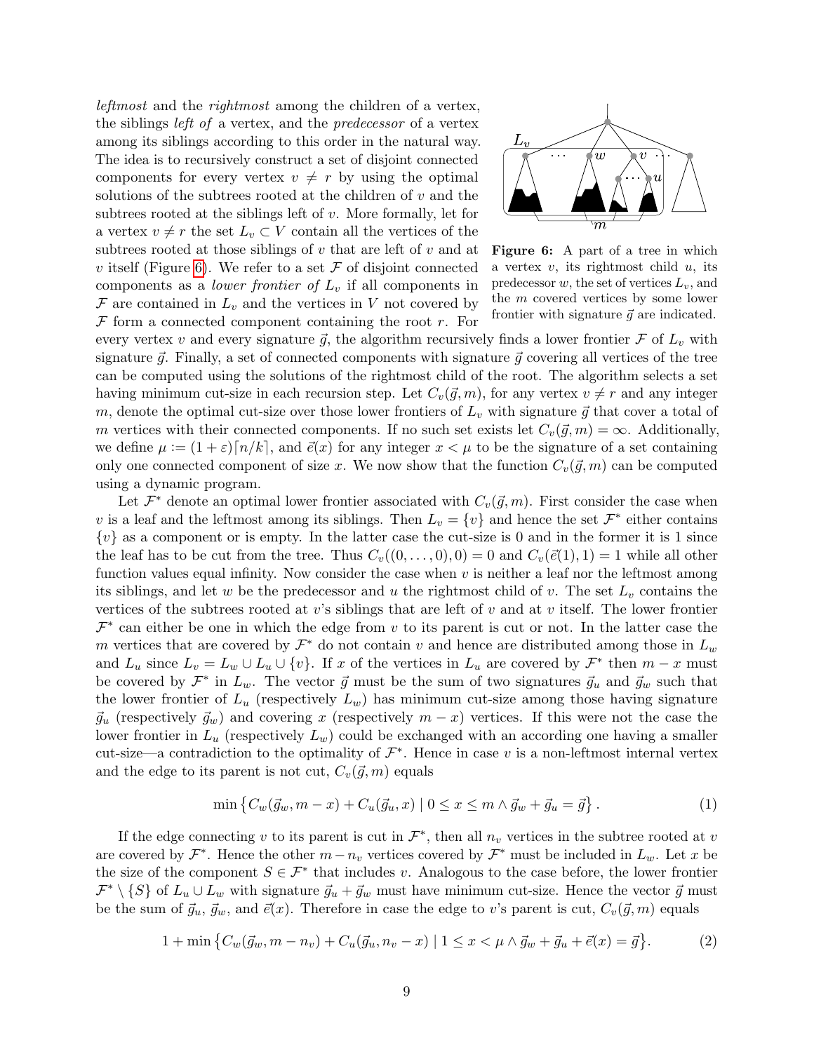*leftmost* and the *rightmost* among the children of a vertex, the siblings *left of* a vertex, and the *predecessor* of a vertex among its siblings according to this order in the natural way. The idea is to recursively construct a set of disjoint connected components for every vertex $v \neq r$ by using the optimal solutions of the subtrees rooted at the children of $v$ and the subtrees rooted at the siblings left of $v$. More formally, let for a vertex $v \neq r$ the set $L_v \subset V$ contain all the vertices of the subtrees rooted at those siblings of $v$ that are left of $v$ and at $v$ itself (Figure 6). We refer to a set $\mathcal{F}$ of disjoint connected components as a *lower frontier of* $L_v$ if all components in $\mathcal{F}$ are contained in $L_v$ and the vertices in $V$ not covered by $\mathcal{F}$ form a connected component containing the root $r$. For every vertex $v$ and every signature $\vec{g}$, the algorithm recursively finds a lower frontier $\mathcal{F}$ of $L_v$ with signature $\vec{g}$. Finally, a set of connected components with signature $\vec{g}$ covering all vertices of the tree can be computed using the solutions of the rightmost child of the root. The algorithm selects a set having minimum cut-size in each recursion step. Let $C_v(\vec{g}, m)$, for any vertex $v \neq r$ and any integer $m$, denote the optimal cut-size over those lower frontiers of $L_v$ with signature $\vec{g}$ that cover a total of $m$ vertices with their connected components. If no such set exists let $C_v(\vec{g}, m) = \infty$. Additionally, we define $\mu := (1+\varepsilon)\lceil n/k \rceil$, and $\vec{e}(x)$ for any integer $x < \mu$ to be the signature of a set containing only one connected component of size $x$. We now show that the function $C_v(\vec{g}, m)$ can be computed using a dynamic program.

**Figure 6:** A part of a tree in which a vertex $v$, its rightmost child $u$, its predecessor $w$, the set of vertices $L_v$, and the $m$ covered vertices by some lower frontier with signature $\vec{g}$ are indicated.

Let $\mathcal{F}^*$ denote an optimal lower frontier associated with $C_v(\vec{g}, m)$. First consider the case when $v$ is a leaf and the leftmost among its siblings. Then $L_v = \{v\}$ and hence the set $\mathcal{F}^*$ either contains $\{v\}$ as a component or is empty. In the latter case the cut-size is 0 and in the former it is 1 since the leaf has to be cut from the tree. Thus $C_v((0, \dots, 0), 0) = 0$ and $C_v(\vec{e}(1), 1) = 1$ while all other function values equal infinity. Now consider the case when $v$ is neither a leaf nor the leftmost among its siblings, and let $w$ be the predecessor and $u$ the rightmost child of $v$. The set $L_v$ contains the vertices of the subtrees rooted at $v$'s siblings that are left of $v$ and at $v$ itself. The lower frontier $\mathcal{F}^*$ can either be one in which the edge from $v$ to its parent is cut or not. In the latter case the $m$ vertices that are covered by $\mathcal{F}^*$ do not contain $v$ and hence are distributed among those in $L_w$ and $L_u$ since $L_v = L_w \cup L_u \cup \{v\}$. If $x$ of the vertices in $L_u$ are covered by $\mathcal{F}^*$ then $m - x$ must be covered by $\mathcal{F}^*$ in $L_w$. The vector $\vec{g}$ must be the sum of two signatures $\vec{g}_u$ and $\vec{g}_w$ such that the lower frontier of $L_u$ (respectively $L_w$) has minimum cut-size among those having signature $\vec{g}_u$ (respectively $\vec{g}_w$) and covering $x$ (respectively $m - x$) vertices. If this were not the case the lower frontier in $L_u$ (respectively $L_w$) could be exchanged with an according one having a smaller cut-size—a contradiction to the optimality of $\mathcal{F}^*$. Hence in case $v$ is a non-leftmost internal vertex and the edge to its parent is not cut, $C_v(\vec{g}, m)$ equals

$$\min\left\{C_w(\vec{g}_w, m - x) + C_u(\vec{g}_u, x) \mid 0 \le x \le m \wedge \vec{g}_w + \vec{g}_u = \vec{g}\right\}. \tag{1}$$

If the edge connecting $v$ to its parent is cut in $\mathcal{F}^*$, then all $n_v$ vertices in the subtree rooted at $v$ are covered by $\mathcal{F}^*$. Hence the other $m - n_v$ vertices covered by $\mathcal{F}^*$ must be included in $L_w$. Let $x$ be the size of the component $S \in \mathcal{F}^*$ that includes $v$. Analogous to the case before, the lower frontier $\mathcal{F}^* \setminus \{S\}$ of $L_u \cup L_w$ with signature $\vec{g}_u + \vec{g}_w$ must have minimum cut-size. Hence the vector $\vec{g}$ must be the sum of $\vec{g}_u$, $\vec{g}_w$, and $\vec{e}(x)$. Therefore in case the edge to $v$'s parent is cut, $C_v(\vec{g}, m)$ equals

$$1 + \min\left\{C_w(\vec{g}_w, m - n_v) + C_u(\vec{g}_u, n_v - x) \mid 1 \le x < \mu \wedge \vec{g}_w + \vec{g}_u + \vec{e}(x) = \vec{g}\right\}. \tag{2}$$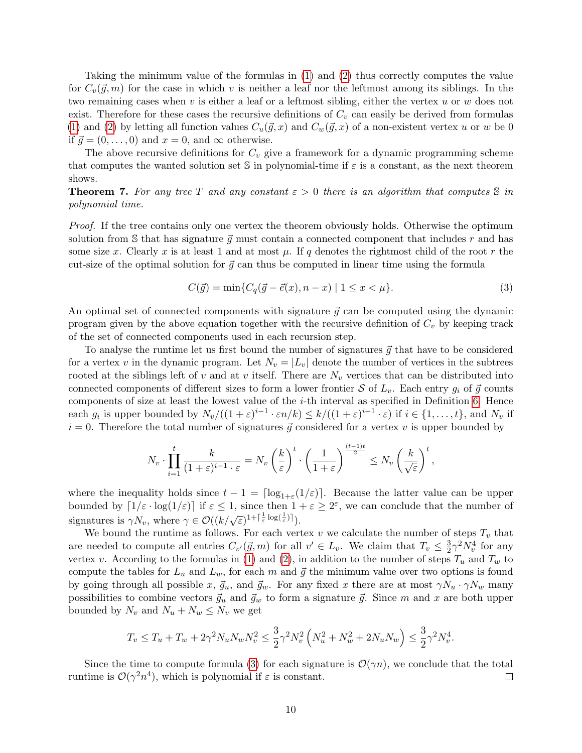Taking the minimum value of the formulas in (1) and (2) thus correctly computes the value for $C_v(\vec{g}, m)$ for the case in which $v$ is neither a leaf nor the leftmost among its siblings. In the two remaining cases when $v$ is either a leaf or a leftmost sibling, either the vertex $u$ or $w$ does not exist. Therefore for these cases the recursive definitions of $C_v$ can easily be derived from formulas (1) and (2) by letting all function values $C_u(\vec{g}, x)$ and $C_w(\vec{g}, x)$ of a non-existent vertex $u$ or $w$ be 0 if $\vec{g} = (0, \ldots, 0)$ and $x = 0$, and $\infty$ otherwise.

The above recursive definitions for $C_v$ give a framework for a dynamic programming scheme that computes the wanted solution set $\mathbb{S}$ in polynomial-time if $\varepsilon$ is a constant, as the next theorem shows.

**Theorem 7.** *For any tree $T$ and any constant $\varepsilon > 0$ there is an algorithm that computes $\mathbb{S}$ in polynomial time.*

*Proof.* If the tree contains only one vertex the theorem obviously holds. Otherwise the optimum solution from $\mathbb{S}$ that has signature $\vec{g}$ must contain a connected component that includes $r$ and has some size $x$. Clearly $x$ is at least 1 and at most $\mu$. If $q$ denotes the rightmost child of the root $r$ the cut-size of the optimal solution for $\vec{g}$ can thus be computed in linear time using the formula

$$C(\vec{g}) = \min\{C_q(\vec{g} - \vec{e}(x), n - x) \mid 1 \leq x < \mu\}. \tag{3}$$

An optimal set of connected components with signature $\vec{g}$ can be computed using the dynamic program given by the above equation together with the recursive definition of $C_v$ by keeping track of the set of connected components used in each recursion step.

To analyse the runtime let us first bound the number of signatures $\vec{g}$ that have to be considered for a vertex $v$ in the dynamic program. Let $N_v = |L_v|$ denote the number of vertices in the subtrees rooted at the siblings left of $v$ and at $v$ itself. There are $N_v$ vertices that can be distributed into connected components of different sizes to form a lower frontier $\mathcal{S}$ of $L_v$. Each entry $g_i$ of $\vec{g}$ counts components of size at least the lowest value of the $i$-th interval as specified in Definition 6. Hence each $g_i$ is upper bounded by $N_v/((1+\varepsilon)^{i-1} \cdot \varepsilon n/k) \leq k/((1+\varepsilon)^{i-1} \cdot \varepsilon)$ if $i \in \{1, \ldots, t\}$, and $N_v$ if $i = 0$. Therefore the total number of signatures $\vec{g}$ considered for a vertex $v$ is upper bounded by

$$N_v \cdot \prod_{i=1}^{t} \frac{k}{(1+\varepsilon)^{i-1} \cdot \varepsilon} = N_v \left(\frac{k}{\varepsilon}\right)^t \cdot \left(\frac{1}{1+\varepsilon}\right)^{\frac{(t-1)t}{2}} \leq N_v \left(\frac{k}{\sqrt{\varepsilon}}\right)^t,$$

where the inequality holds since $t - 1 = \lceil \log_{1+\varepsilon}(1/\varepsilon) \rceil$. Because the latter value can be upper bounded by $\lceil 1/\varepsilon \cdot \log(1/\varepsilon) \rceil$ if $\varepsilon \leq 1$, since then $1 + \varepsilon \geq 2^\varepsilon$, we can conclude that the number of signatures is $\gamma N_v$, where $\gamma \in \mathcal{O}((k/\sqrt{\varepsilon})^{1+\lceil \frac{1}{\varepsilon} \log(\frac{1}{\varepsilon}) \rceil})$.

We bound the runtime as follows. For each vertex $v$ we calculate the number of steps $T_v$ that are needed to compute all entries $C_{v'}(\vec{g}, m)$ for all $v' \in L_v$. We claim that $T_v \leq \frac{3}{2}\gamma^2 N_v^4$ for any vertex $v$. According to the formulas in (1) and (2), in addition to the number of steps $T_u$ and $T_w$ to compute the tables for $L_u$ and $L_w$, for each $m$ and $\vec{g}$ the minimum value over two options is found by going through all possible $x$, $\vec{g}_u$, and $\vec{g}_w$. For any fixed $x$ there are at most $\gamma N_u \cdot \gamma N_w$ many possibilities to combine vectors $\vec{g}_u$ and $\vec{g}_w$ to form a signature $\vec{g}$. Since $m$ and $x$ are both upper bounded by $N_v$ and $N_u + N_w \leq N_v$ we get

$$T_v \leq T_u + T_w + 2\gamma^2 N_u N_w N_v^2 \leq \frac{3}{2}\gamma^2 N_v^2 \left(N_u^2 + N_w^2 + 2N_u N_w\right) \leq \frac{3}{2}\gamma^2 N_v^4.$$

Since the time to compute formula (3) for each signature is $\mathcal{O}(\gamma n)$, we conclude that the total runtime is $\mathcal{O}(\gamma^2 n^4)$, which is polynomial if $\varepsilon$ is constant. $\square$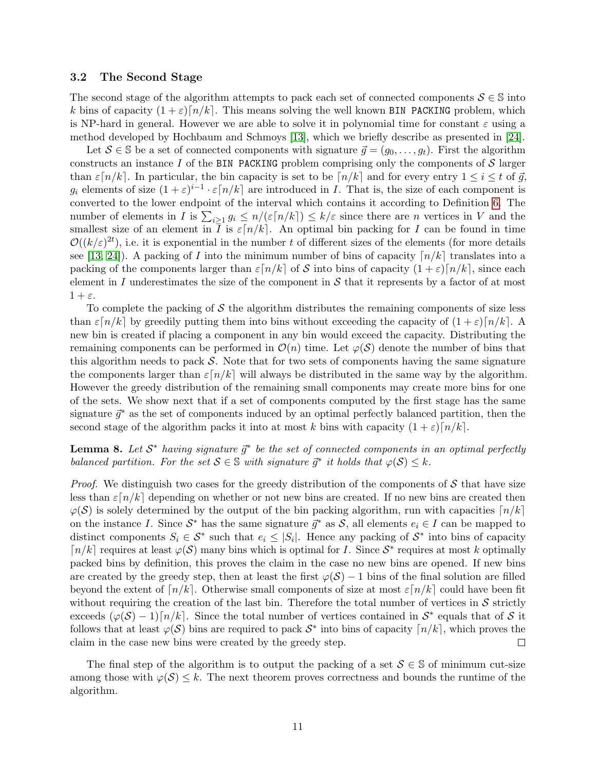### 3.2 The Second Stage

The second stage of the algorithm attempts to pack each set of connected components $\mathcal{S} \in \mathbb{S}$ into $k$ bins of capacity $(1+\varepsilon)\lceil n/k \rceil$. This means solving the well known BIN PACKING problem, which is NP-hard in general. However we are able to solve it in polynomial time for constant $\varepsilon$ using a method developed by Hochbaum and Schmoys [13], which we briefly describe as presented in [24].

Let $\mathcal{S} \in \mathbb{S}$ be a set of connected components with signature $\vec{g} = (g_0, \ldots, g_t)$. First the algorithm constructs an instance $I$ of the BIN PACKING problem comprising only the components of $\mathcal{S}$ larger than $\varepsilon\lceil n/k \rceil$. In particular, the bin capacity is set to be $\lceil n/k \rceil$ and for every entry $1 \leq i \leq t$ of $\vec{g}$, $g_i$ elements of size $(1+\varepsilon)^{i-1} \cdot \varepsilon\lceil n/k \rceil$ are introduced in $I$. That is, the size of each component is converted to the lower endpoint of the interval which contains it according to Definition 6. The number of elements in $I$ is $\sum_{i \geq 1} g_i \leq n/(\varepsilon\lceil n/k \rceil) \leq k/\varepsilon$ since there are $n$ vertices in $V$ and the smallest size of an element in $I$ is $\varepsilon\lceil n/k \rceil$. An optimal bin packing for $I$ can be found in time $\mathcal{O}((k/\varepsilon)^{2t})$, i.e. it is exponential in the number $t$ of different sizes of the elements (for more details see [13, 24]). A packing of $I$ into the minimum number of bins of capacity $\lceil n/k \rceil$ translates into a packing of the components larger than $\varepsilon\lceil n/k \rceil$ of $\mathcal{S}$ into bins of capacity $(1+\varepsilon)\lceil n/k \rceil$, since each element in $I$ underestimates the size of the component in $\mathcal{S}$ that it represents by a factor of at most $1+\varepsilon$.

To complete the packing of $\mathcal{S}$ the algorithm distributes the remaining components of size less than $\varepsilon\lceil n/k \rceil$ by greedily putting them into bins without exceeding the capacity of $(1+\varepsilon)\lceil n/k \rceil$. A new bin is created if placing a component in any bin would exceed the capacity. Distributing the remaining components can be performed in $\mathcal{O}(n)$ time. Let $\varphi(\mathcal{S})$ denote the number of bins that this algorithm needs to pack $\mathcal{S}$. Note that for two sets of components having the same signature the components larger than $\varepsilon\lceil n/k \rceil$ will always be distributed in the same way by the algorithm. However the greedy distribution of the remaining small components may create more bins for one of the sets. We show next that if a set of components computed by the first stage has the same signature $\vec{g}^*$ as the set of components induced by an optimal perfectly balanced partition, then the second stage of the algorithm packs it into at most $k$ bins with capacity $(1+\varepsilon)\lceil n/k \rceil$.

**Lemma 8.** *Let $\mathcal{S}^*$ having signature $\vec{g}^*$ be the set of connected components in an optimal perfectly balanced partition. For the set $\mathcal{S} \in \mathbb{S}$ with signature $\vec{g}^*$ it holds that $\varphi(\mathcal{S}) \leq k$.*

*Proof.* We distinguish two cases for the greedy distribution of the components of $\mathcal{S}$ that have size less than $\varepsilon\lceil n/k \rceil$ depending on whether or not new bins are created. If no new bins are created then $\varphi(\mathcal{S})$ is solely determined by the output of the bin packing algorithm, run with capacities $\lceil n/k \rceil$ on the instance $I$. Since $\mathcal{S}^*$ has the same signature $\vec{g}^*$ as $\mathcal{S}$, all elements $e_i \in I$ can be mapped to distinct components $S_i \in \mathcal{S}^*$ such that $e_i \leq |S_i|$. Hence any packing of $\mathcal{S}^*$ into bins of capacity $\lceil n/k \rceil$ requires at least $\varphi(\mathcal{S})$ many bins which is optimal for $I$. Since $\mathcal{S}^*$ requires at most $k$ optimally packed bins by definition, this proves the claim in the case no new bins are opened. If new bins are created by the greedy step, then at least the first $\varphi(\mathcal{S})-1$ bins of the final solution are filled beyond the extent of $\lceil n/k \rceil$. Otherwise small components of size at most $\varepsilon\lceil n/k \rceil$ could have been fit without requiring the creation of the last bin. Therefore the total number of vertices in $\mathcal{S}$ strictly exceeds $(\varphi(\mathcal{S})-1)\lceil n/k \rceil$. Since the total number of vertices contained in $\mathcal{S}^*$ equals that of $\mathcal{S}$ it follows that at least $\varphi(\mathcal{S})$ bins are required to pack $\mathcal{S}^*$ into bins of capacity $\lceil n/k \rceil$, which proves the claim in the case new bins were created by the greedy step. $\square$

The final step of the algorithm is to output the packing of a set $\mathcal{S} \in \mathbb{S}$ of minimum cut-size among those with $\varphi(\mathcal{S}) \leq k$. The next theorem proves correctness and bounds the runtime of the algorithm.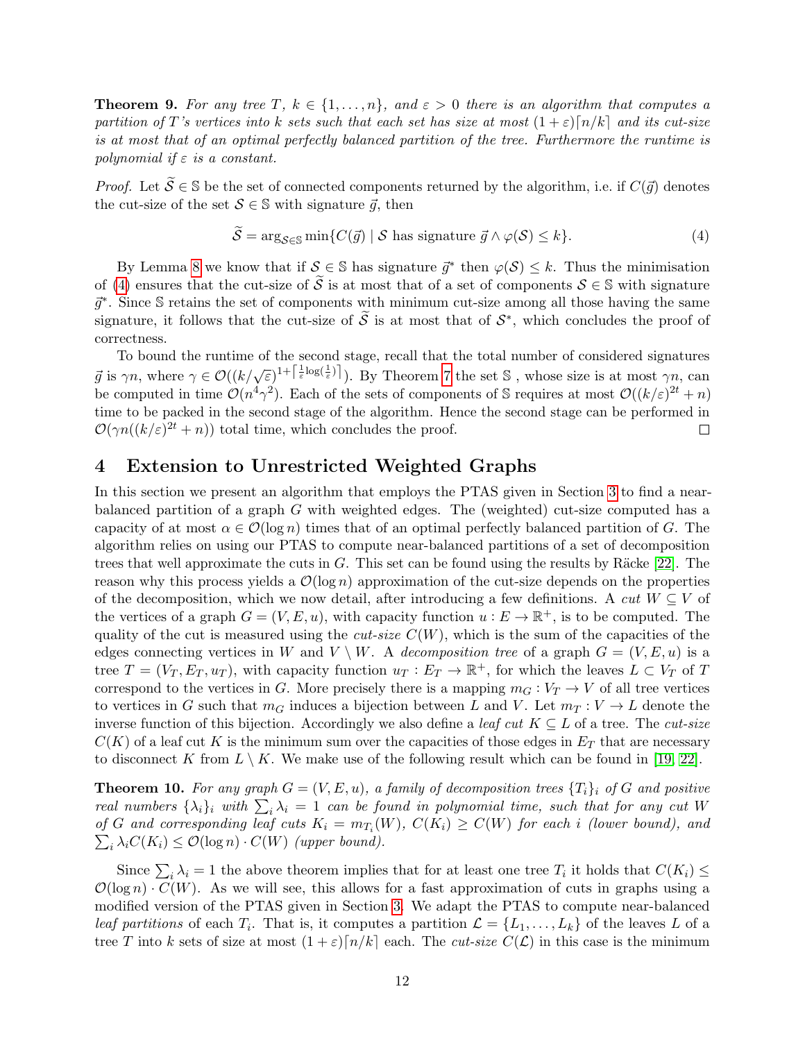**Theorem 9.** *For any tree $T$, $k \in \{1, \ldots, n\}$, and $\varepsilon > 0$ there is an algorithm that computes a partition of $T$'s vertices into $k$ sets such that each set has size at most $(1+\varepsilon)\lceil n/k \rceil$ and its cut-size is at most that of an optimal perfectly balanced partition of the tree. Furthermore the runtime is polynomial if $\varepsilon$ is a constant.*

*Proof.* Let $\widetilde{\mathcal{S}} \in \mathbb{S}$ be the set of connected components returned by the algorithm, i.e. if $C(\vec{g})$ denotes the cut-size of the set $\mathcal{S} \in \mathbb{S}$ with signature $\vec{g}$, then

$$\widetilde{\mathcal{S}} = \arg_{\mathcal{S} \in \mathbb{S}} \min\{C(\vec{g}) \mid \mathcal{S} \text{ has signature } \vec{g} \wedge \varphi(\mathcal{S}) \leq k\}. \tag{4}$$

By Lemma 8 we know that if $\mathcal{S} \in \mathbb{S}$ has signature $\vec{g}^*$ then $\varphi(\mathcal{S}) \leq k$. Thus the minimisation of (4) ensures that the cut-size of $\widetilde{\mathcal{S}}$ is at most that of a set of components $\mathcal{S} \in \mathbb{S}$ with signature $\vec{g}^*$. Since $\mathbb{S}$ retains the set of components with minimum cut-size among all those having the same signature, it follows that the cut-size of $\widetilde{\mathcal{S}}$ is at most that of $\mathcal{S}^*$, which concludes the proof of correctness.

To bound the runtime of the second stage, recall that the total number of considered signatures $\vec{g}$ is $\gamma n$, where $\gamma \in \mathcal{O}((k/\sqrt{\varepsilon})^{1+\lceil \frac{1}{\varepsilon} \log(\frac{1}{\varepsilon}) \rceil})$. By Theorem 7 the set $\mathbb{S}$ , whose size is at most $\gamma n$, can be computed in time $\mathcal{O}(n^4\gamma^2)$. Each of the sets of components of $\mathbb{S}$ requires at most $\mathcal{O}((k/\varepsilon)^{2t} + n)$ time to be packed in the second stage of the algorithm. Hence the second stage can be performed in $\mathcal{O}(\gamma n((k/\varepsilon)^{2t} + n))$ total time, which concludes the proof. ◻

# 4 Extension to Unrestricted Weighted Graphs

In this section we present an algorithm that employs the PTAS given in Section 3 to find a near-balanced partition of a graph $G$ with weighted edges. The (weighted) cut-size computed has a capacity of at most $\alpha \in \mathcal{O}(\log n)$ times that of an optimal perfectly balanced partition of $G$. The algorithm relies on using our PTAS to compute near-balanced partitions of a set of decomposition trees that well approximate the cuts in $G$. This set can be found using the results by Räcke [22]. The reason why this process yields a $\mathcal{O}(\log n)$ approximation of the cut-size depends on the properties of the decomposition, which we now detail, after introducing a few definitions. A *cut* $W \subseteq V$ of the vertices of a graph $G = (V, E, u)$, with capacity function $u : E \to \mathbb{R}^+$, is to be computed. The quality of the cut is measured using the *cut-size* $C(W)$, which is the sum of the capacities of the edges connecting vertices in $W$ and $V \setminus W$. A *decomposition tree* of a graph $G = (V, E, u)$ is a tree $T = (V_T, E_T, u_T)$, with capacity function $u_T : E_T \to \mathbb{R}^+$, for which the leaves $L \subset V_T$ of $T$ correspond to the vertices in $G$. More precisely there is a mapping $m_G : V_T \to V$ of all tree vertices to vertices in $G$ such that $m_G$ induces a bijection between $L$ and $V$. Let $m_T : V \to L$ denote the inverse function of this bijection. Accordingly we also define a *leaf cut* $K \subseteq L$ of a tree. The *cut-size* $C(K)$ of a leaf cut $K$ is the minimum sum over the capacities of those edges in $E_T$ that are necessary to disconnect $K$ from $L \setminus K$. We make use of the following result which can be found in [19, 22].

**Theorem 10.** *For any graph $G = (V, E, u)$, a family of decomposition trees $\{T_i\}_i$ of $G$ and positive real numbers $\{\lambda_i\}_i$ with $\sum_i \lambda_i = 1$ can be found in polynomial time, such that for any cut $W$ of $G$ and corresponding leaf cuts $K_i = m_{T_i}(W)$, $C(K_i) \geq C(W)$ for each $i$ (lower bound), and $\sum_i \lambda_i C(K_i) \leq \mathcal{O}(\log n) \cdot C(W)$ (upper bound).*

Since $\sum_i \lambda_i = 1$ the above theorem implies that for at least one tree $T_i$ it holds that $C(K_i) \leq \mathcal{O}(\log n) \cdot C(W)$. As we will see, this allows for a fast approximation of cuts in graphs using a modified version of the PTAS given in Section 3. We adapt the PTAS to compute near-balanced *leaf partitions* of each $T_i$. That is, it computes a partition $\mathcal{L} = \{L_1, \ldots, L_k\}$ of the leaves $L$ of a tree $T$ into $k$ sets of size at most $(1+\varepsilon)\lceil n/k \rceil$ each. The *cut-size* $C(\mathcal{L})$ in this case is the minimum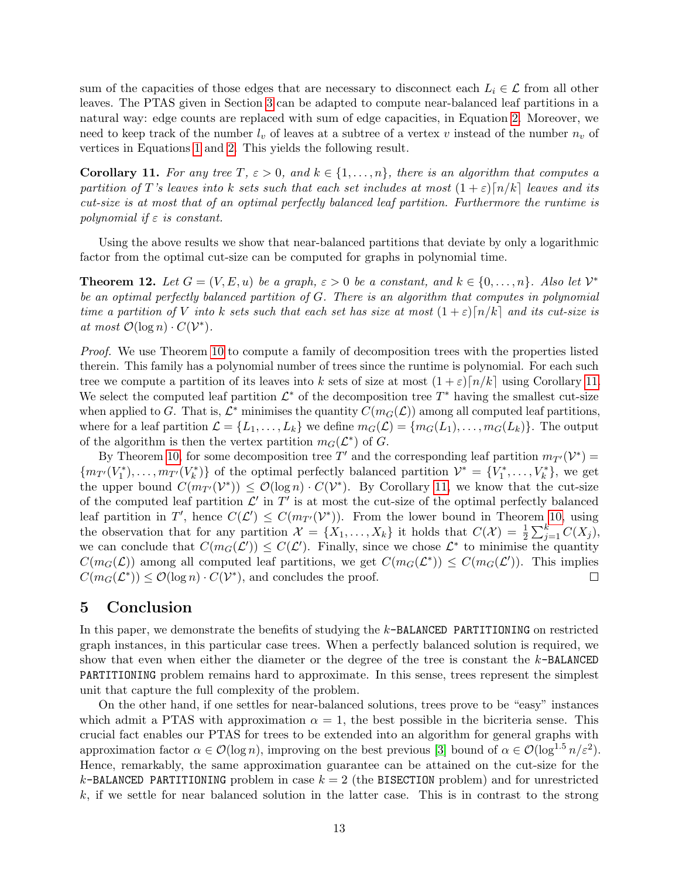sum of the capacities of those edges that are necessary to disconnect each $L_i \in \mathcal{L}$ from all other leaves. The PTAS given in Section 3 can be adapted to compute near-balanced leaf partitions in a natural way: edge counts are replaced with sum of edge capacities, in Equation 2. Moreover, we need to keep track of the number $l_v$ of leaves at a subtree of a vertex $v$ instead of the number $n_v$ of vertices in Equations 1 and 2. This yields the following result.

**Corollary 11.** *For any tree $T$, $\varepsilon > 0$, and $k \in \{1, \ldots, n\}$, there is an algorithm that computes a partition of $T$'s leaves into $k$ sets such that each set includes at most $(1+\varepsilon)\lceil n/k \rceil$ leaves and its cut-size is at most that of an optimal perfectly balanced leaf partition. Furthermore the runtime is polynomial if $\varepsilon$ is constant.*

Using the above results we show that near-balanced partitions that deviate by only a logarithmic factor from the optimal cut-size can be computed for graphs in polynomial time.

**Theorem 12.** *Let $G = (V, E, u)$ be a graph, $\varepsilon > 0$ be a constant, and $k \in \{0, \ldots, n\}$. Also let $\mathcal{V}^*$ be an optimal perfectly balanced partition of $G$. There is an algorithm that computes in polynomial time a partition of $V$ into $k$ sets such that each set has size at most $(1+\varepsilon)\lceil n/k \rceil$ and its cut-size is at most $\mathcal{O}(\log n) \cdot C(\mathcal{V}^*)$.*

*Proof.* We use Theorem 10 to compute a family of decomposition trees with the properties listed therein. This family has a polynomial number of trees since the runtime is polynomial. For each such tree we compute a partition of its leaves into $k$ sets of size at most $(1+\varepsilon)\lceil n/k \rceil$ using Corollary 11. We select the computed leaf partition $\mathcal{L}^*$ of the decomposition tree $T^*$ having the smallest cut-size when applied to $G$. That is, $\mathcal{L}^*$ minimises the quantity $C(m_G(\mathcal{L}))$ among all computed leaf partitions, where for a leaf partition $\mathcal{L} = \{L_1, \ldots, L_k\}$ we define $m_G(\mathcal{L}) = \{m_G(L_1), \ldots, m_G(L_k)\}$. The output of the algorithm is then the vertex partition $m_G(\mathcal{L}^*)$ of $G$.

By Theorem 10, for some decomposition tree $T'$ and the corresponding leaf partition $m_{T'}(\mathcal{V}^*) = \{m_{T'}(V_1^*), \ldots, m_{T'}(V_k^*)\}$ of the optimal perfectly balanced partition $\mathcal{V}^* = \{V_1^*, \ldots, V_k^*\}$, we get the upper bound $C(m_{T'}(\mathcal{V}^*)) \leq \mathcal{O}(\log n) \cdot C(\mathcal{V}^*)$. By Corollary 11, we know that the cut-size of the computed leaf partition $\mathcal{L}'$ in $T'$ is at most the cut-size of the optimal perfectly balanced leaf partition in $T'$, hence $C(\mathcal{L}') \leq C(m_{T'}(\mathcal{V}^*))$. From the lower bound in Theorem 10, using the observation that for any partition $\mathcal{X} = \{X_1, \ldots, X_k\}$ it holds that $C(\mathcal{X}) = \frac{1}{2}\sum_{j=1}^{k} C(X_j)$, we can conclude that $C(m_G(\mathcal{L}')) \leq C(\mathcal{L}')$. Finally, since we chose $\mathcal{L}^*$ to minimise the quantity $C(m_G(\mathcal{L}))$ among all computed leaf partitions, we get $C(m_G(\mathcal{L}^*)) \leq C(m_G(\mathcal{L}'))$. This implies $C(m_G(\mathcal{L}^*)) \leq \mathcal{O}(\log n) \cdot C(\mathcal{V}^*)$, and concludes the proof. ◻

## 5 Conclusion

In this paper, we demonstrate the benefits of studying the $k$-BALANCED PARTITIONING on restricted graph instances, in this particular case trees. When a perfectly balanced solution is required, we show that even when either the diameter or the degree of the tree is constant the $k$-BALANCED PARTITIONING problem remains hard to approximate. In this sense, trees represent the simplest unit that capture the full complexity of the problem.

On the other hand, if one settles for near-balanced solutions, trees prove to be "easy" instances which admit a PTAS with approximation $\alpha = 1$, the best possible in the bicriteria sense. This crucial fact enables our PTAS for trees to be extended into an algorithm for general graphs with approximation factor $\alpha \in \mathcal{O}(\log n)$, improving on the best previous [3] bound of $\alpha \in \mathcal{O}(\log^{1.5} n/\varepsilon^2)$. Hence, remarkably, the same approximation guarantee can be attained on the cut-size for the $k$-BALANCED PARTITIONING problem in case $k = 2$ (the BISECTION problem) and for unrestricted $k$, if we settle for near balanced solution in the latter case. This is in contrast to the strong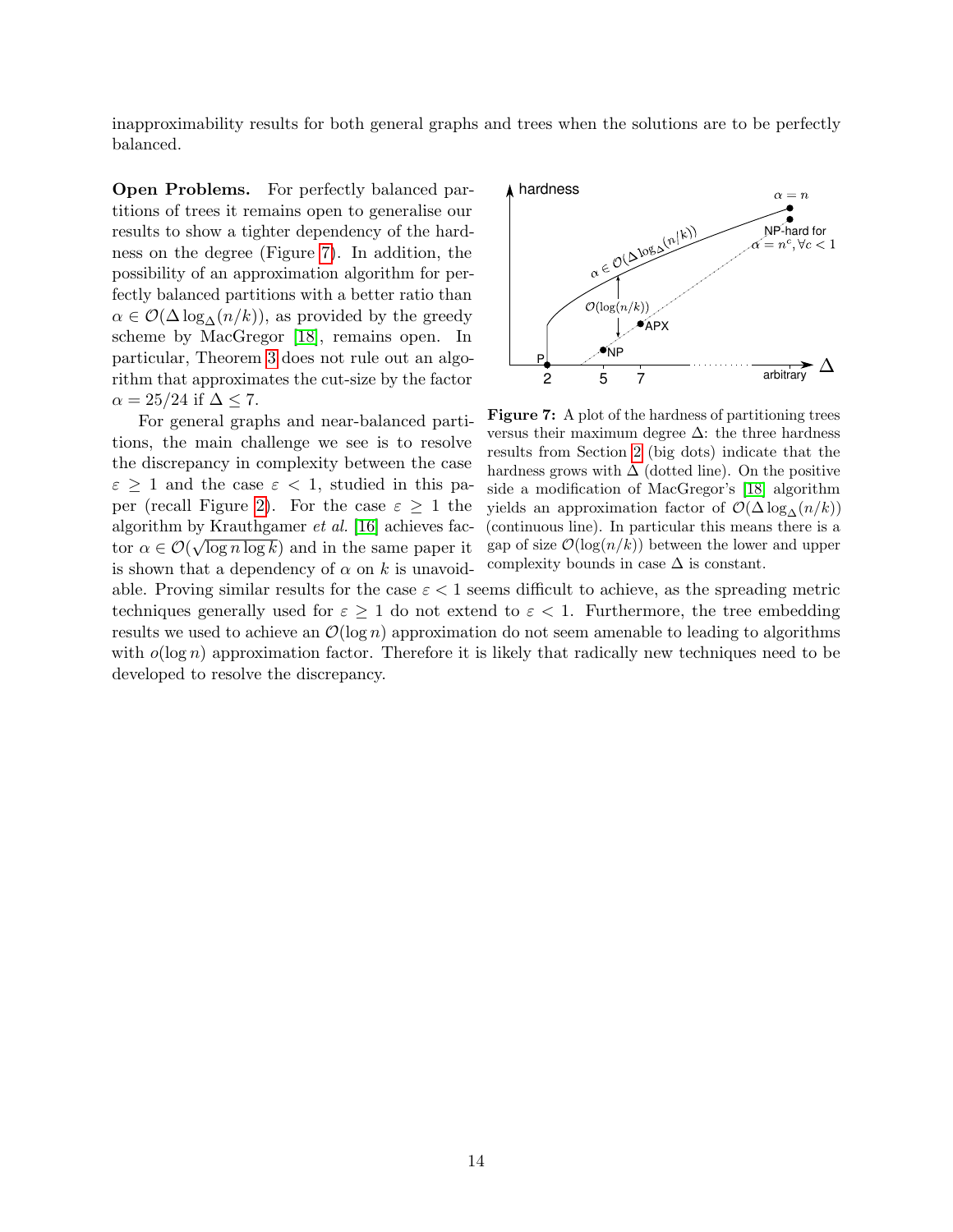inapproximability results for both general graphs and trees when the solutions are to be perfectly balanced.

**Open Problems.** For perfectly balanced partitions of trees it remains open to generalise our results to show a tighter dependency of the hardness on the degree (Figure 7). In addition, the possibility of an approximation algorithm for perfectly balanced partitions with a better ratio than $\alpha \in \mathcal{O}(\Delta \log_\Delta(n/k))$, as provided by the greedy scheme by MacGregor [18], remains open. In particular, Theorem 3 does not rule out an algorithm that approximates the cut-size by the factor $\alpha = 25/24$ if $\Delta \leq 7$.

For general graphs and near-balanced partitions, the main challenge we see is to resolve the discrepancy in complexity between the case $\varepsilon \geq 1$ and the case $\varepsilon < 1$, studied in this paper (recall Figure 2). For the case $\varepsilon \geq 1$ the algorithm by Krauthgamer *et al.* [16] achieves factor $\alpha \in \mathcal{O}(\sqrt{\log n \log k})$ and in the same paper it is shown that a dependency of $\alpha$ on $k$ is unavoidable. Proving similar results for the case $\varepsilon < 1$ seems difficult to achieve, as the spreading metric techniques generally used for $\varepsilon \geq 1$ do not extend to $\varepsilon < 1$. Furthermore, the tree embedding results we used to achieve an $\mathcal{O}(\log n)$ approximation do not seem amenable to leading to algorithms with $o(\log n)$ approximation factor. Therefore it is likely that radically new techniques need to be developed to resolve the discrepancy.

**Figure 7:** A plot of the hardness of partitioning trees versus their maximum degree $\Delta$: the three hardness results from Section 2 (big dots) indicate that the hardness grows with $\Delta$ (dotted line). On the positive side a modification of MacGregor's [18] algorithm yields an approximation factor of $\mathcal{O}(\Delta \log_\Delta(n/k))$ (continuous line). In particular this means there is a gap of size $\mathcal{O}(\log(n/k))$ between the lower and upper complexity bounds in case $\Delta$ is constant.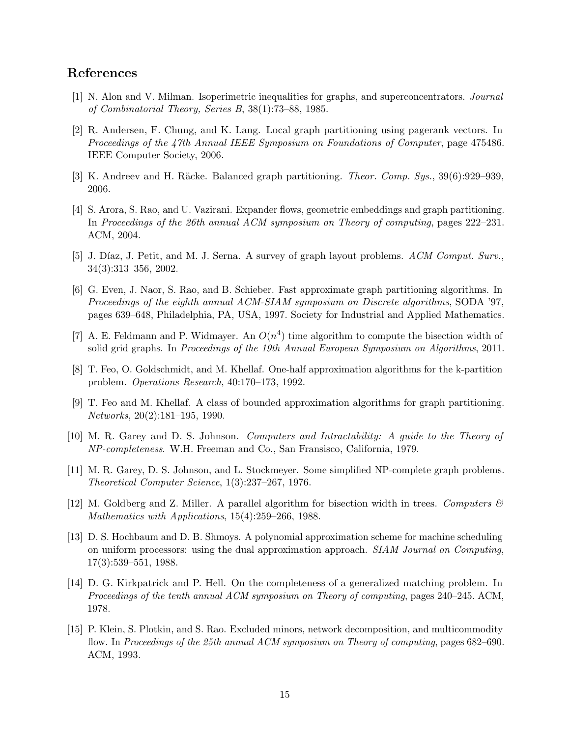## References

[1] N. Alon and V. Milman. Isoperimetric inequalities for graphs, and superconcentrators. *Journal of Combinatorial Theory, Series B*, 38(1):73–88, 1985.

[2] R. Andersen, F. Chung, and K. Lang. Local graph partitioning using pagerank vectors. In *Proceedings of the 47th Annual IEEE Symposium on Foundations of Computer*, page 475486. IEEE Computer Society, 2006.

[3] K. Andreev and H. Räcke. Balanced graph partitioning. *Theor. Comp. Sys.*, 39(6):929–939, 2006.

[4] S. Arora, S. Rao, and U. Vazirani. Expander flows, geometric embeddings and graph partitioning. In *Proceedings of the 26th annual ACM symposium on Theory of computing*, pages 222–231. ACM, 2004.

[5] J. Díaz, J. Petit, and M. J. Serna. A survey of graph layout problems. *ACM Comput. Surv.*, 34(3):313–356, 2002.

[6] G. Even, J. Naor, S. Rao, and B. Schieber. Fast approximate graph partitioning algorithms. In *Proceedings of the eighth annual ACM-SIAM symposium on Discrete algorithms*, SODA '97, pages 639–648, Philadelphia, PA, USA, 1997. Society for Industrial and Applied Mathematics.

[7] A. E. Feldmann and P. Widmayer. An $O(n^4)$ time algorithm to compute the bisection width of solid grid graphs. In *Proceedings of the 19th Annual European Symposium on Algorithms*, 2011.

[8] T. Feo, O. Goldschmidt, and M. Khellaf. One-half approximation algorithms for the k-partition problem. *Operations Research*, 40:170–173, 1992.

[9] T. Feo and M. Khellaf. A class of bounded approximation algorithms for graph partitioning. *Networks*, 20(2):181–195, 1990.

[10] M. R. Garey and D. S. Johnson. *Computers and Intractability: A guide to the Theory of NP-completeness*. W.H. Freeman and Co., San Fransisco, California, 1979.

[11] M. R. Garey, D. S. Johnson, and L. Stockmeyer. Some simplified NP-complete graph problems. *Theoretical Computer Science*, 1(3):237–267, 1976.

[12] M. Goldberg and Z. Miller. A parallel algorithm for bisection width in trees. *Computers & Mathematics with Applications*, 15(4):259–266, 1988.

[13] D. S. Hochbaum and D. B. Shmoys. A polynomial approximation scheme for machine scheduling on uniform processors: using the dual approximation approach. *SIAM Journal on Computing*, 17(3):539–551, 1988.

[14] D. G. Kirkpatrick and P. Hell. On the completeness of a generalized matching problem. In *Proceedings of the tenth annual ACM symposium on Theory of computing*, pages 240–245. ACM, 1978.

[15] P. Klein, S. Plotkin, and S. Rao. Excluded minors, network decomposition, and multicommodity flow. In *Proceedings of the 25th annual ACM symposium on Theory of computing*, pages 682–690. ACM, 1993.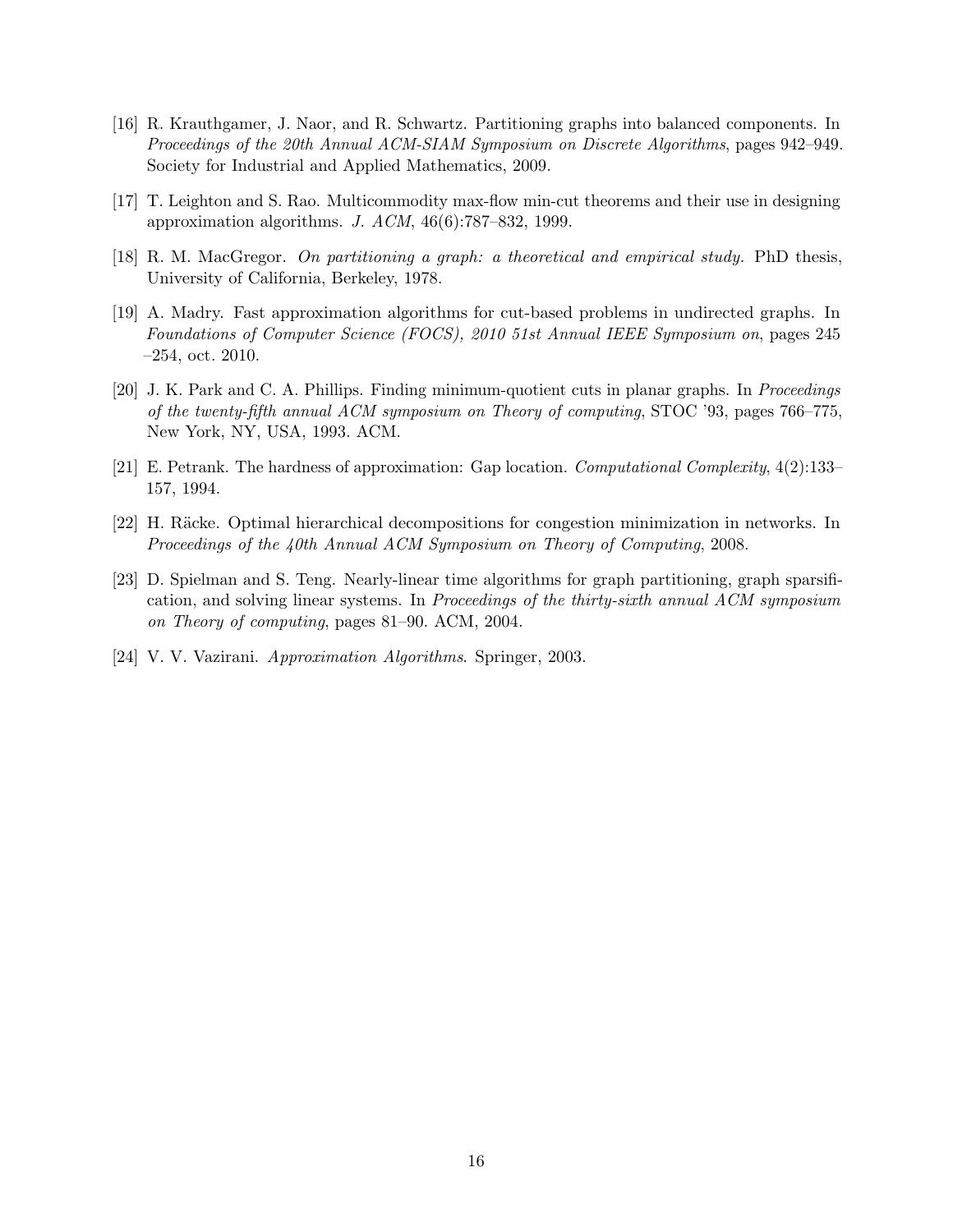[16] R. Krauthgamer, J. Naor, and R. Schwartz. Partitioning graphs into balanced components. In *Proceedings of the 20th Annual ACM-SIAM Symposium on Discrete Algorithms*, pages 942–949. Society for Industrial and Applied Mathematics, 2009.

[17] T. Leighton and S. Rao. Multicommodity max-flow min-cut theorems and their use in designing approximation algorithms. *J. ACM*, 46(6):787–832, 1999.

[18] R. M. MacGregor. *On partitioning a graph: a theoretical and empirical study.* PhD thesis, University of California, Berkeley, 1978.

[19] A. Madry. Fast approximation algorithms for cut-based problems in undirected graphs. In *Foundations of Computer Science (FOCS), 2010 51st Annual IEEE Symposium on*, pages 245 –254, oct. 2010.

[20] J. K. Park and C. A. Phillips. Finding minimum-quotient cuts in planar graphs. In *Proceedings of the twenty-fifth annual ACM symposium on Theory of computing*, STOC '93, pages 766–775, New York, NY, USA, 1993. ACM.

[21] E. Petrank. The hardness of approximation: Gap location. *Computational Complexity*, 4(2):133–157, 1994.

[22] H. Räcke. Optimal hierarchical decompositions for congestion minimization in networks. In *Proceedings of the 40th Annual ACM Symposium on Theory of Computing*, 2008.

[23] D. Spielman and S. Teng. Nearly-linear time algorithms for graph partitioning, graph sparsification, and solving linear systems. In *Proceedings of the thirty-sixth annual ACM symposium on Theory of computing*, pages 81–90. ACM, 2004.

[24] V. V. Vazirani. *Approximation Algorithms*. Springer, 2003.